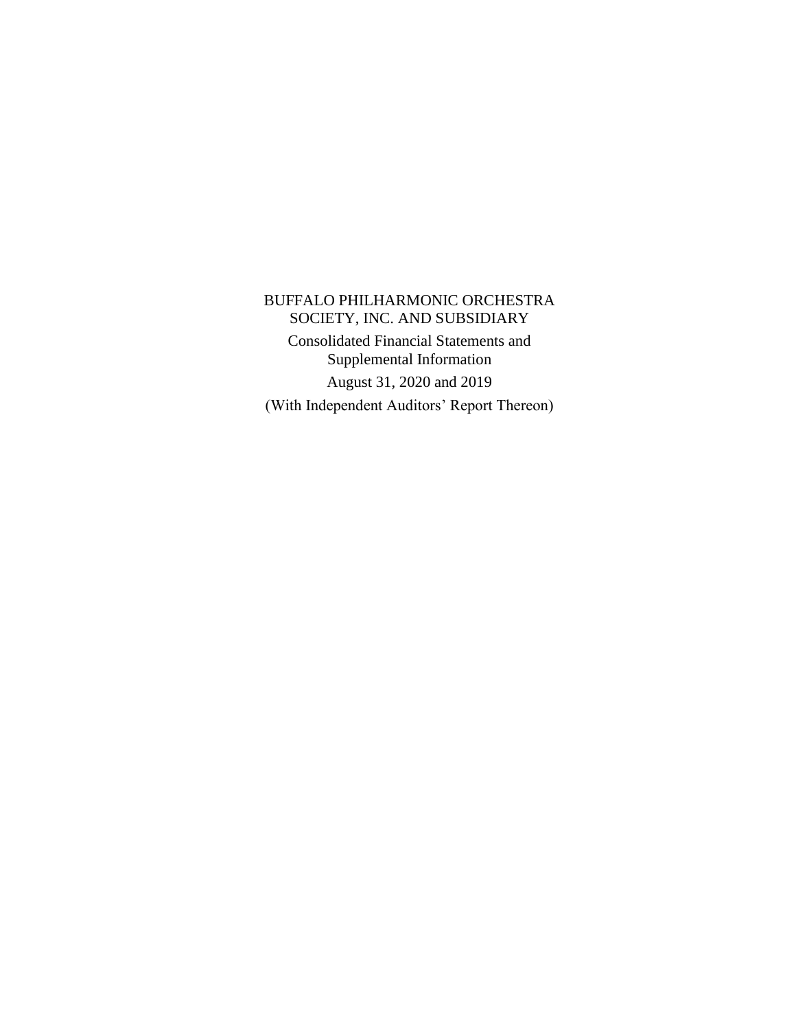# BUFFALO PHILHARMONIC ORCHESTRA SOCIETY, INC. AND SUBSIDIARY

Consolidated Financial Statements and Supplemental Information

August 31, 2020 and 2019

(With Independent Auditors' Report Thereon)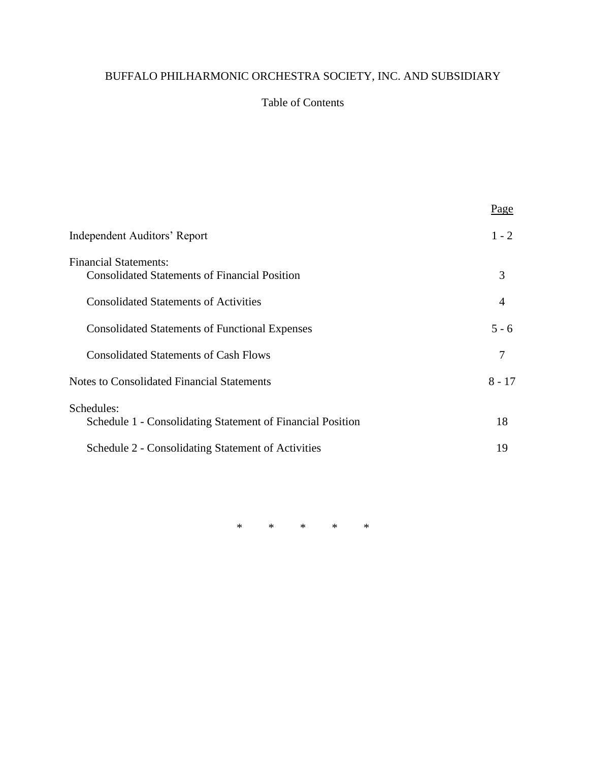# BUFFALO PHILHARMONIC ORCHESTRA SOCIETY, INC. AND SUBSIDIARY

## Table of Contents

| | Page |
|---|---|
| Independent Auditors' Report | 1 - 2 |
| Financial Statements: | |
| Consolidated Statements of Financial Position | 3 |
| Consolidated Statements of Activities | 4 |
| Consolidated Statements of Functional Expenses | 5 - 6 |
| Consolidated Statements of Cash Flows | 7 |
| Notes to Consolidated Financial Statements | 8 - 17 |
| Schedules: | |
| Schedule 1 - Consolidating Statement of Financial Position | 18 |
| Schedule 2 - Consolidating Statement of Activities | 19 |

\* \* \* \* \*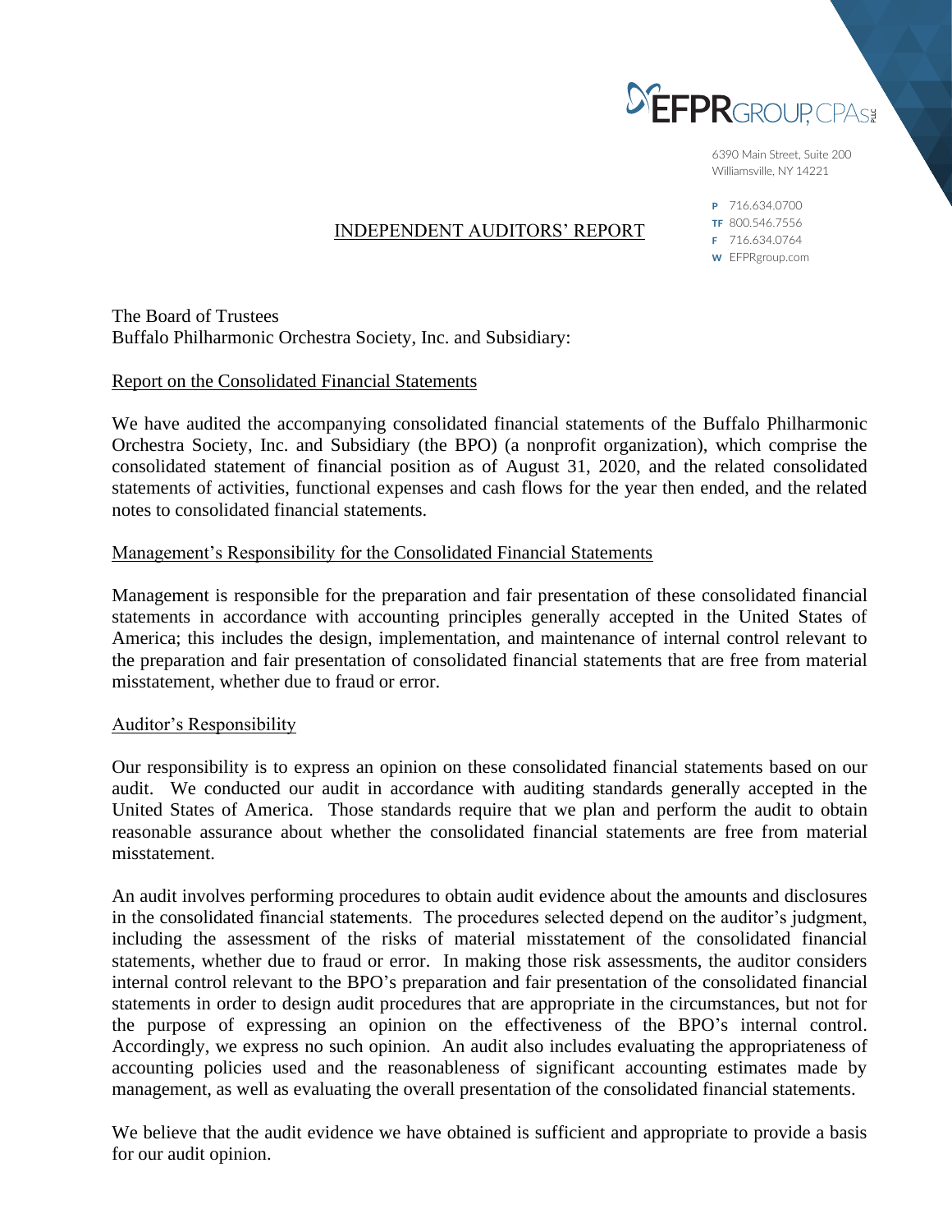EFPR GROUP, CPAs PLLC

6390 Main Street, Suite 200
Williamsville, NY 14221

P 716.634.0700
TF 800.546.7556
F 716.634.0764
W EFPRgroup.com

# INDEPENDENT AUDITORS' REPORT

The Board of Trustees
Buffalo Philharmonic Orchestra Society, Inc. and Subsidiary:

## Report on the Consolidated Financial Statements

We have audited the accompanying consolidated financial statements of the Buffalo Philharmonic Orchestra Society, Inc. and Subsidiary (the BPO) (a nonprofit organization), which comprise the consolidated statement of financial position as of August 31, 2020, and the related consolidated statements of activities, functional expenses and cash flows for the year then ended, and the related notes to consolidated financial statements.

## Management's Responsibility for the Consolidated Financial Statements

Management is responsible for the preparation and fair presentation of these consolidated financial statements in accordance with accounting principles generally accepted in the United States of America; this includes the design, implementation, and maintenance of internal control relevant to the preparation and fair presentation of consolidated financial statements that are free from material misstatement, whether due to fraud or error.

## Auditor's Responsibility

Our responsibility is to express an opinion on these consolidated financial statements based on our audit. We conducted our audit in accordance with auditing standards generally accepted in the United States of America. Those standards require that we plan and perform the audit to obtain reasonable assurance about whether the consolidated financial statements are free from material misstatement.

An audit involves performing procedures to obtain audit evidence about the amounts and disclosures in the consolidated financial statements. The procedures selected depend on the auditor's judgment, including the assessment of the risks of material misstatement of the consolidated financial statements, whether due to fraud or error. In making those risk assessments, the auditor considers internal control relevant to the BPO's preparation and fair presentation of the consolidated financial statements in order to design audit procedures that are appropriate in the circumstances, but not for the purpose of expressing an opinion on the effectiveness of the BPO's internal control. Accordingly, we express no such opinion. An audit also includes evaluating the appropriateness of accounting policies used and the reasonableness of significant accounting estimates made by management, as well as evaluating the overall presentation of the consolidated financial statements.

We believe that the audit evidence we have obtained is sufficient and appropriate to provide a basis for our audit opinion.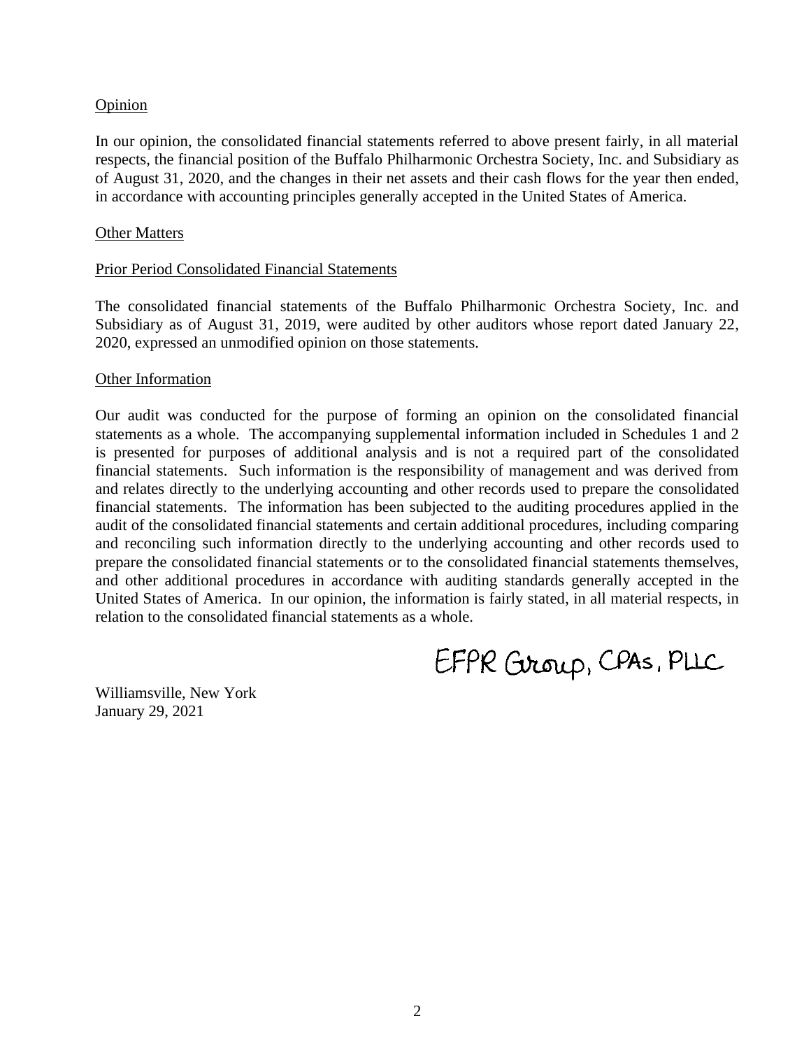Opinion

In our opinion, the consolidated financial statements referred to above present fairly, in all material respects, the financial position of the Buffalo Philharmonic Orchestra Society, Inc. and Subsidiary as of August 31, 2020, and the changes in their net assets and their cash flows for the year then ended, in accordance with accounting principles generally accepted in the United States of America.

Other Matters

Prior Period Consolidated Financial Statements

The consolidated financial statements of the Buffalo Philharmonic Orchestra Society, Inc. and Subsidiary as of August 31, 2019, were audited by other auditors whose report dated January 22, 2020, expressed an unmodified opinion on those statements.

Other Information

Our audit was conducted for the purpose of forming an opinion on the consolidated financial statements as a whole. The accompanying supplemental information included in Schedules 1 and 2 is presented for purposes of additional analysis and is not a required part of the consolidated financial statements. Such information is the responsibility of management and was derived from and relates directly to the underlying accounting and other records used to prepare the consolidated financial statements. The information has been subjected to the auditing procedures applied in the audit of the consolidated financial statements and certain additional procedures, including comparing and reconciling such information directly to the underlying accounting and other records used to prepare the consolidated financial statements or to the consolidated financial statements themselves, and other additional procedures in accordance with auditing standards generally accepted in the United States of America. In our opinion, the information is fairly stated, in all material respects, in relation to the consolidated financial statements as a whole.

EFPR Group, CPAs, PLLC

Williamsville, New York
January 29, 2021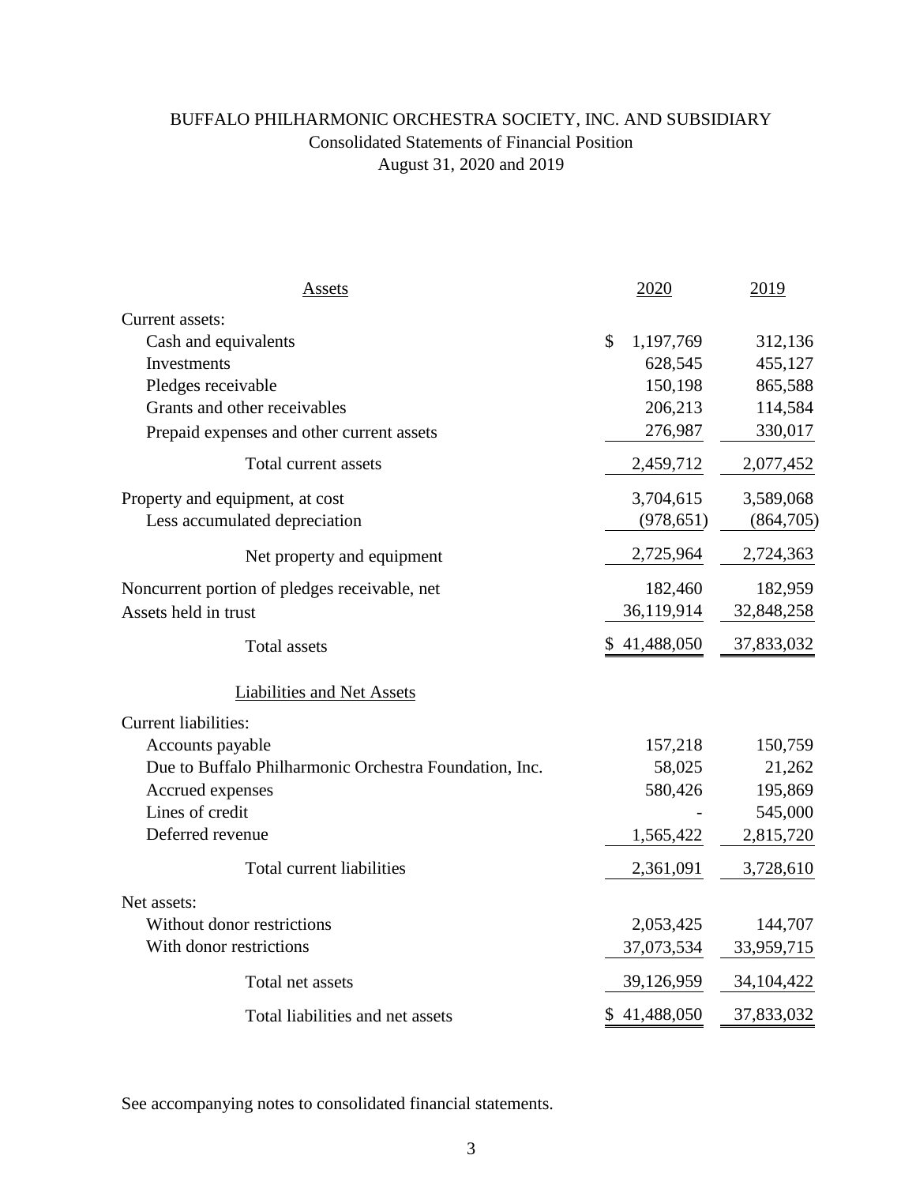# BUFFALO PHILHARMONIC ORCHESTRA SOCIETY, INC. AND SUBSIDIARY

Consolidated Statements of Financial Position

August 31, 2020 and 2019

| Assets | 2020 | 2019 |
|---|---|---|
| Current assets: | | |
| Cash and equivalents | $ 1,197,769 | 312,136 |
| Investments | 628,545 | 455,127 |
| Pledges receivable | 150,198 | 865,588 |
| Grants and other receivables | 206,213 | 114,584 |
| Prepaid expenses and other current assets | 276,987 | 330,017 |
| Total current assets | 2,459,712 | 2,077,452 |
| Property and equipment, at cost | 3,704,615 | 3,589,068 |
| Less accumulated depreciation | (978,651) | (864,705) |
| Net property and equipment | 2,725,964 | 2,724,363 |
| Noncurrent portion of pledges receivable, net | 182,460 | 182,959 |
| Assets held in trust | 36,119,914 | 32,848,258 |
| Total assets | $ 41,488,050 | 37,833,032 |
| **Liabilities and Net Assets** | | |
| Current liabilities: | | |
| Accounts payable | 157,218 | 150,759 |
| Due to Buffalo Philharmonic Orchestra Foundation, Inc. | 58,025 | 21,262 |
| Accrued expenses | 580,426 | 195,869 |
| Lines of credit | - | 545,000 |
| Deferred revenue | 1,565,422 | 2,815,720 |
| Total current liabilities | 2,361,091 | 3,728,610 |
| Net assets: | | |
| Without donor restrictions | 2,053,425 | 144,707 |
| With donor restrictions | 37,073,534 | 33,959,715 |
| Total net assets | 39,126,959 | 34,104,422 |
| Total liabilities and net assets | $ 41,488,050 | 37,833,032 |

See accompanying notes to consolidated financial statements.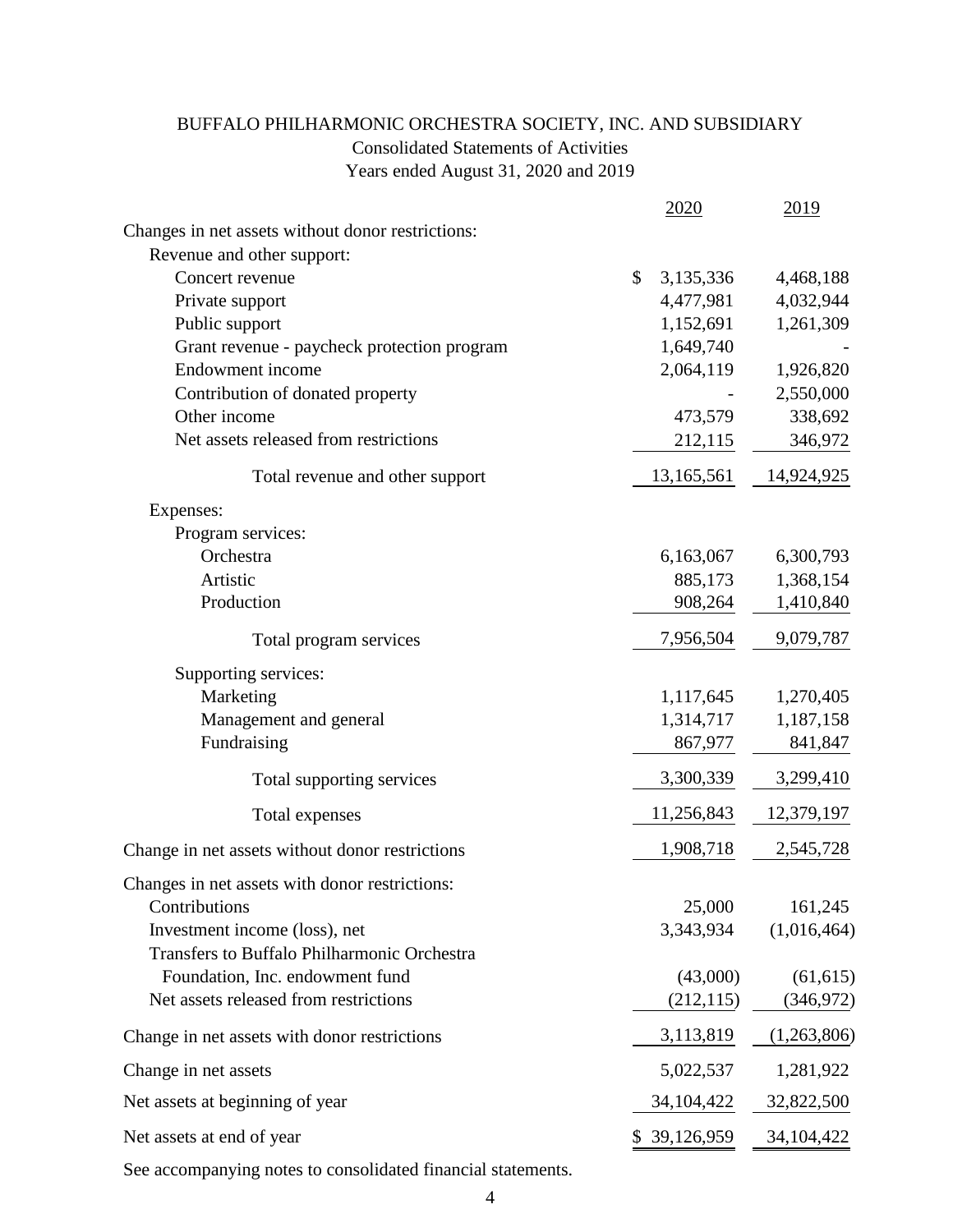# BUFFALO PHILHARMONIC ORCHESTRA SOCIETY, INC. AND SUBSIDIARY

## Consolidated Statements of Activities

### Years ended August 31, 2020 and 2019

| | 2020 | 2019 |
|---|---|---|
| Changes in net assets without donor restrictions: | | |
| Revenue and other support: | | |
| Concert revenue | $ 3,135,336 | 4,468,188 |
| Private support | 4,477,981 | 4,032,944 |
| Public support | 1,152,691 | 1,261,309 |
| Grant revenue - paycheck protection program | 1,649,740 | - |
| Endowment income | 2,064,119 | 1,926,820 |
| Contribution of donated property | - | 2,550,000 |
| Other income | 473,579 | 338,692 |
| Net assets released from restrictions | 212,115 | 346,972 |
| Total revenue and other support | 13,165,561 | 14,924,925 |
| Expenses: | | |
| Program services: | | |
| Orchestra | 6,163,067 | 6,300,793 |
| Artistic | 885,173 | 1,368,154 |
| Production | 908,264 | 1,410,840 |
| Total program services | 7,956,504 | 9,079,787 |
| Supporting services: | | |
| Marketing | 1,117,645 | 1,270,405 |
| Management and general | 1,314,717 | 1,187,158 |
| Fundraising | 867,977 | 841,847 |
| Total supporting services | 3,300,339 | 3,299,410 |
| Total expenses | 11,256,843 | 12,379,197 |
| Change in net assets without donor restrictions | 1,908,718 | 2,545,728 |
| Changes in net assets with donor restrictions: | | |
| Contributions | 25,000 | 161,245 |
| Investment income (loss), net | 3,343,934 | (1,016,464) |
| Transfers to Buffalo Philharmonic Orchestra Foundation, Inc. endowment fund | (43,000) | (61,615) |
| Net assets released from restrictions | (212,115) | (346,972) |
| Change in net assets with donor restrictions | 3,113,819 | (1,263,806) |
| Change in net assets | 5,022,537 | 1,281,922 |
| Net assets at beginning of year | 34,104,422 | 32,822,500 |
| Net assets at end of year | $ 39,126,959 | 34,104,422 |

See accompanying notes to consolidated financial statements.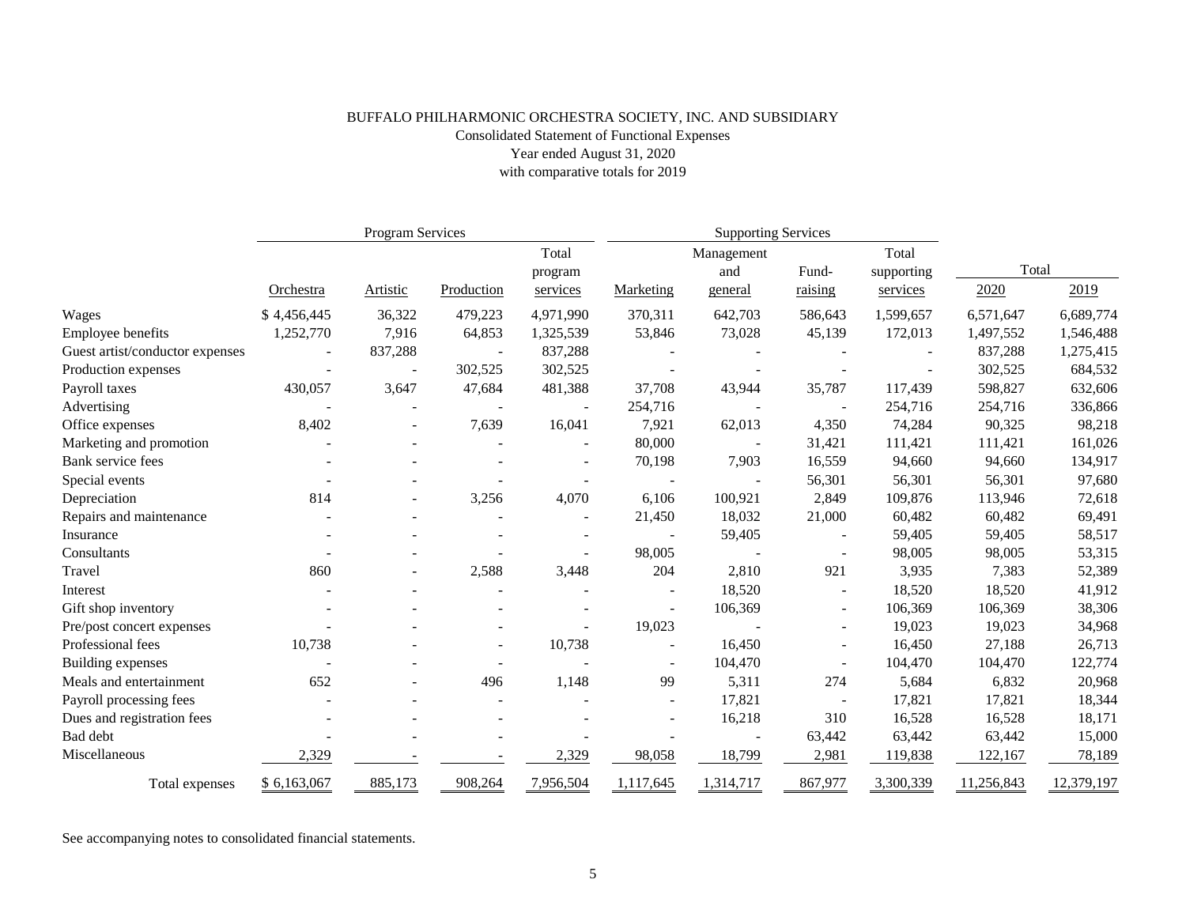BUFFALO PHILHARMONIC ORCHESTRA SOCIETY, INC. AND SUBSIDIARY

Consolidated Statement of Functional Expenses

Year ended August 31, 2020

with comparative totals for 2019

| | Program Services | | | | Supporting Services | | | | Total | |
|---|---|---|---|---|---|---|---|---|---|---|
| | Orchestra | Artistic | Production | Total program services | Marketing | Management and general | Fund-raising | Total supporting services | 2020 | 2019 |
| Wages | $ 4,456,445 | 36,322 | 479,223 | 4,971,990 | 370,311 | 642,703 | 586,643 | 1,599,657 | 6,571,647 | 6,689,774 |
| Employee benefits | 1,252,770 | 7,916 | 64,853 | 1,325,539 | 53,846 | 73,028 | 45,139 | 172,013 | 1,497,552 | 1,546,488 |
| Guest artist/conductor expenses | - | 837,288 | - | 837,288 | - | - | - | - | 837,288 | 1,275,415 |
| Production expenses | - | - | 302,525 | 302,525 | - | - | - | - | 302,525 | 684,532 |
| Payroll taxes | 430,057 | 3,647 | 47,684 | 481,388 | 37,708 | 43,944 | 35,787 | 117,439 | 598,827 | 632,606 |
| Advertising | - | - | - | - | 254,716 | - | - | 254,716 | 254,716 | 336,866 |
| Office expenses | 8,402 | - | 7,639 | 16,041 | 7,921 | 62,013 | 4,350 | 74,284 | 90,325 | 98,218 |
| Marketing and promotion | - | - | - | - | 80,000 | - | 31,421 | 111,421 | 111,421 | 161,026 |
| Bank service fees | - | - | - | - | 70,198 | 7,903 | 16,559 | 94,660 | 94,660 | 134,917 |
| Special events | - | - | - | - | - | - | 56,301 | 56,301 | 56,301 | 97,680 |
| Depreciation | 814 | - | 3,256 | 4,070 | 6,106 | 100,921 | 2,849 | 109,876 | 113,946 | 72,618 |
| Repairs and maintenance | - | - | - | - | 21,450 | 18,032 | 21,000 | 60,482 | 60,482 | 69,491 |
| Insurance | - | - | - | - | - | 59,405 | - | 59,405 | 59,405 | 58,517 |
| Consultants | - | - | - | - | 98,005 | - | - | 98,005 | 98,005 | 53,315 |
| Travel | 860 | - | 2,588 | 3,448 | 204 | 2,810 | 921 | 3,935 | 7,383 | 52,389 |
| Interest | - | - | - | - | - | 18,520 | - | 18,520 | 18,520 | 41,912 |
| Gift shop inventory | - | - | - | - | - | 106,369 | - | 106,369 | 106,369 | 38,306 |
| Pre/post concert expenses | - | - | - | - | 19,023 | - | - | 19,023 | 19,023 | 34,968 |
| Professional fees | 10,738 | - | - | 10,738 | - | 16,450 | - | 16,450 | 27,188 | 26,713 |
| Building expenses | - | - | - | - | - | 104,470 | - | 104,470 | 104,470 | 122,774 |
| Meals and entertainment | 652 | - | 496 | 1,148 | 99 | 5,311 | 274 | 5,684 | 6,832 | 20,968 |
| Payroll processing fees | - | - | - | - | - | 17,821 | - | 17,821 | 17,821 | 18,344 |
| Dues and registration fees | - | - | - | - | - | 16,218 | 310 | 16,528 | 16,528 | 18,171 |
| Bad debt | - | - | - | - | - | - | 63,442 | 63,442 | 63,442 | 15,000 |
| Miscellaneous | 2,329 | - | - | 2,329 | 98,058 | 18,799 | 2,981 | 119,838 | 122,167 | 78,189 |
| Total expenses | $ 6,163,067 | 885,173 | 908,264 | 7,956,504 | 1,117,645 | 1,314,717 | 867,977 | 3,300,339 | 11,256,843 | 12,379,197 |

See accompanying notes to consolidated financial statements.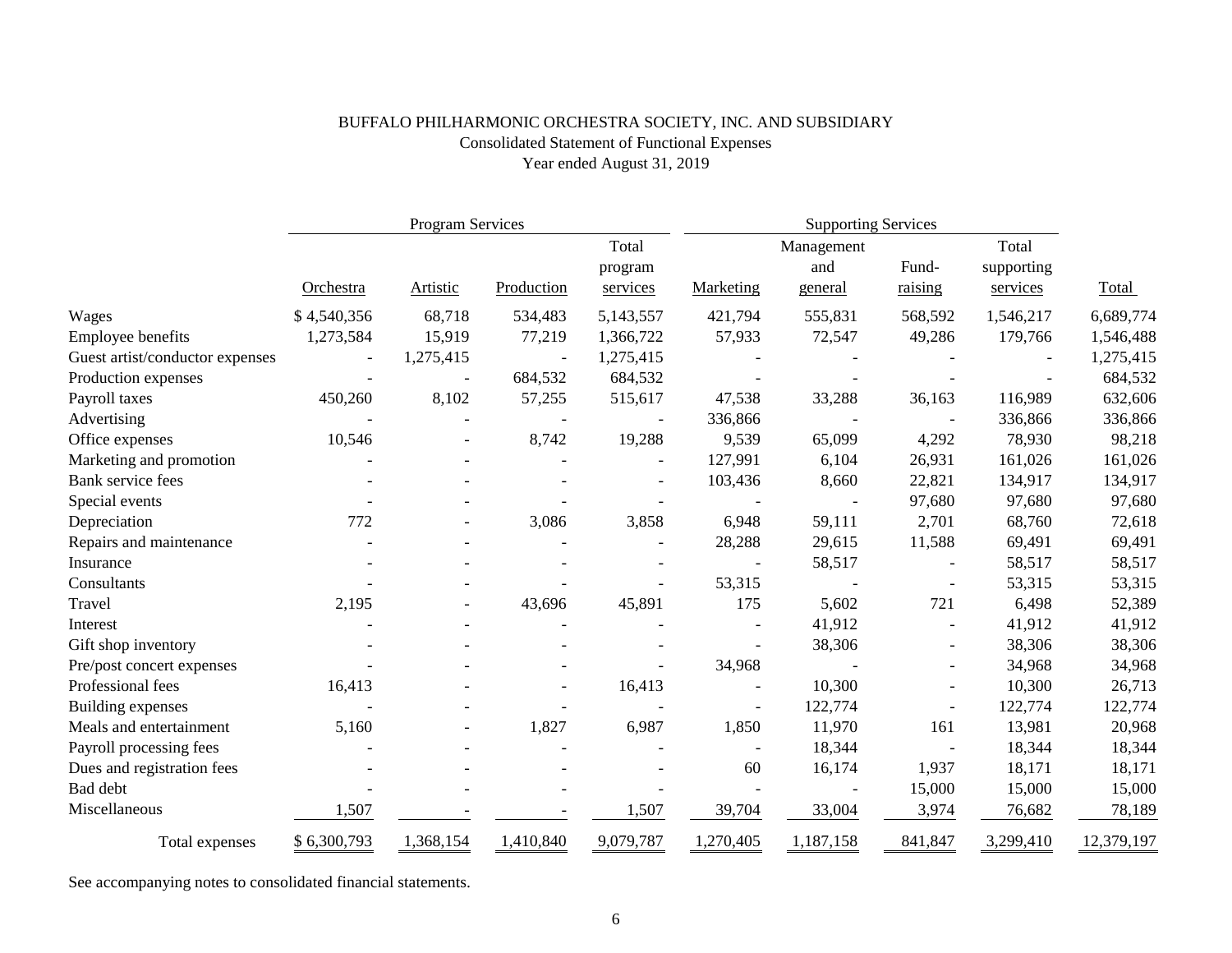BUFFALO PHILHARMONIC ORCHESTRA SOCIETY, INC. AND SUBSIDIARY

Consolidated Statement of Functional Expenses

Year ended August 31, 2019

| | Program Services | | | | Supporting Services | | | | |
|---|---|---|---|---|---|---|---|---|---|
| | Orchestra | Artistic | Production | Total program services | Marketing | Management and general | Fund-raising | Total supporting services | Total |
| Wages | $ 4,540,356 | 68,718 | 534,483 | 5,143,557 | 421,794 | 555,831 | 568,592 | 1,546,217 | 6,689,774 |
| Employee benefits | 1,273,584 | 15,919 | 77,219 | 1,366,722 | 57,933 | 72,547 | 49,286 | 179,766 | 1,546,488 |
| Guest artist/conductor expenses | - | 1,275,415 | - | 1,275,415 | - | - | - | - | 1,275,415 |
| Production expenses | - | - | 684,532 | 684,532 | - | - | - | - | 684,532 |
| Payroll taxes | 450,260 | 8,102 | 57,255 | 515,617 | 47,538 | 33,288 | 36,163 | 116,989 | 632,606 |
| Advertising | - | - | - | - | 336,866 | - | - | 336,866 | 336,866 |
| Office expenses | 10,546 | - | 8,742 | 19,288 | 9,539 | 65,099 | 4,292 | 78,930 | 98,218 |
| Marketing and promotion | - | - | - | - | 127,991 | 6,104 | 26,931 | 161,026 | 161,026 |
| Bank service fees | - | - | - | - | 103,436 | 8,660 | 22,821 | 134,917 | 134,917 |
| Special events | - | - | - | - | - | - | 97,680 | 97,680 | 97,680 |
| Depreciation | 772 | - | 3,086 | 3,858 | 6,948 | 59,111 | 2,701 | 68,760 | 72,618 |
| Repairs and maintenance | - | - | - | - | 28,288 | 29,615 | 11,588 | 69,491 | 69,491 |
| Insurance | - | - | - | - | - | 58,517 | - | 58,517 | 58,517 |
| Consultants | - | - | - | - | 53,315 | - | - | 53,315 | 53,315 |
| Travel | 2,195 | - | 43,696 | 45,891 | 175 | 5,602 | 721 | 6,498 | 52,389 |
| Interest | - | - | - | - | - | 41,912 | - | 41,912 | 41,912 |
| Gift shop inventory | - | - | - | - | - | 38,306 | - | 38,306 | 38,306 |
| Pre/post concert expenses | - | - | - | - | 34,968 | - | - | 34,968 | 34,968 |
| Professional fees | 16,413 | - | - | 16,413 | - | 10,300 | - | 10,300 | 26,713 |
| Building expenses | - | - | - | - | - | 122,774 | - | 122,774 | 122,774 |
| Meals and entertainment | 5,160 | - | 1,827 | 6,987 | 1,850 | 11,970 | 161 | 13,981 | 20,968 |
| Payroll processing fees | - | - | - | - | - | 18,344 | - | 18,344 | 18,344 |
| Dues and registration fees | - | - | - | - | 60 | 16,174 | 1,937 | 18,171 | 18,171 |
| Bad debt | - | - | - | - | - | - | 15,000 | 15,000 | 15,000 |
| Miscellaneous | 1,507 | - | - | 1,507 | 39,704 | 33,004 | 3,974 | 76,682 | 78,189 |
| Total expenses | $ 6,300,793 | 1,368,154 | 1,410,840 | 9,079,787 | 1,270,405 | 1,187,158 | 841,847 | 3,299,410 | 12,379,197 |

See accompanying notes to consolidated financial statements.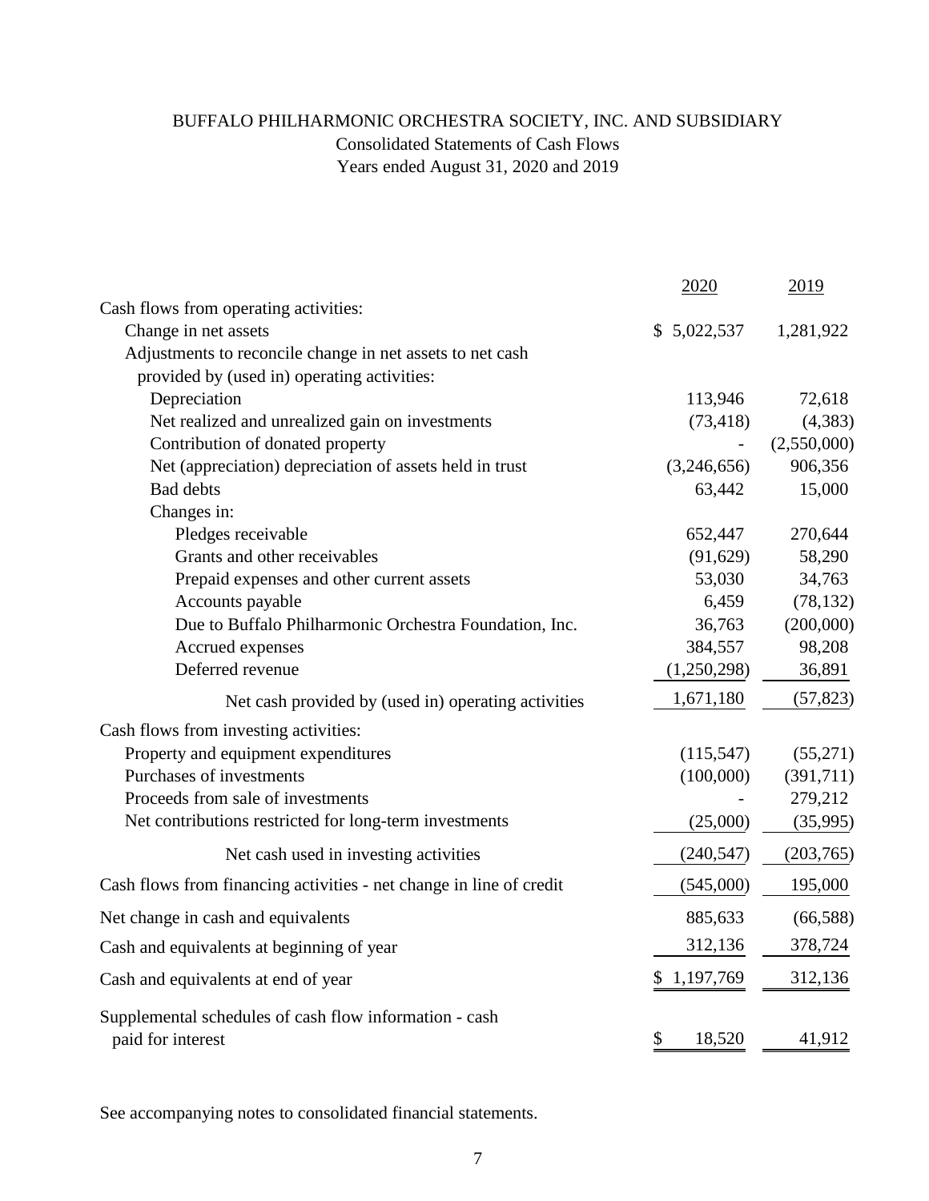BUFFALO PHILHARMONIC ORCHESTRA SOCIETY, INC. AND SUBSIDIARY

Consolidated Statements of Cash Flows

Years ended August 31, 2020 and 2019

| | 2020 | 2019 |
|---|---|---|
| Cash flows from operating activities: | | |
| Change in net assets | $ 5,022,537 | 1,281,922 |
| Adjustments to reconcile change in net assets to net cash provided by (used in) operating activities: | | |
| Depreciation | 113,946 | 72,618 |
| Net realized and unrealized gain on investments | (73,418) | (4,383) |
| Contribution of donated property | - | (2,550,000) |
| Net (appreciation) depreciation of assets held in trust | (3,246,656) | 906,356 |
| Bad debts | 63,442 | 15,000 |
| Changes in: | | |
| Pledges receivable | 652,447 | 270,644 |
| Grants and other receivables | (91,629) | 58,290 |
| Prepaid expenses and other current assets | 53,030 | 34,763 |
| Accounts payable | 6,459 | (78,132) |
| Due to Buffalo Philharmonic Orchestra Foundation, Inc. | 36,763 | (200,000) |
| Accrued expenses | 384,557 | 98,208 |
| Deferred revenue | (1,250,298) | 36,891 |
| Net cash provided by (used in) operating activities | 1,671,180 | (57,823) |
| Cash flows from investing activities: | | |
| Property and equipment expenditures | (115,547) | (55,271) |
| Purchases of investments | (100,000) | (391,711) |
| Proceeds from sale of investments | - | 279,212 |
| Net contributions restricted for long-term investments | (25,000) | (35,995) |
| Net cash used in investing activities | (240,547) | (203,765) |
| Cash flows from financing activities - net change in line of credit | (545,000) | 195,000 |
| Net change in cash and equivalents | 885,633 | (66,588) |
| Cash and equivalents at beginning of year | 312,136 | 378,724 |
| Cash and equivalents at end of year | $ 1,197,769 | 312,136 |
| Supplemental schedules of cash flow information - cash paid for interest | $ 18,520 | 41,912 |

See accompanying notes to consolidated financial statements.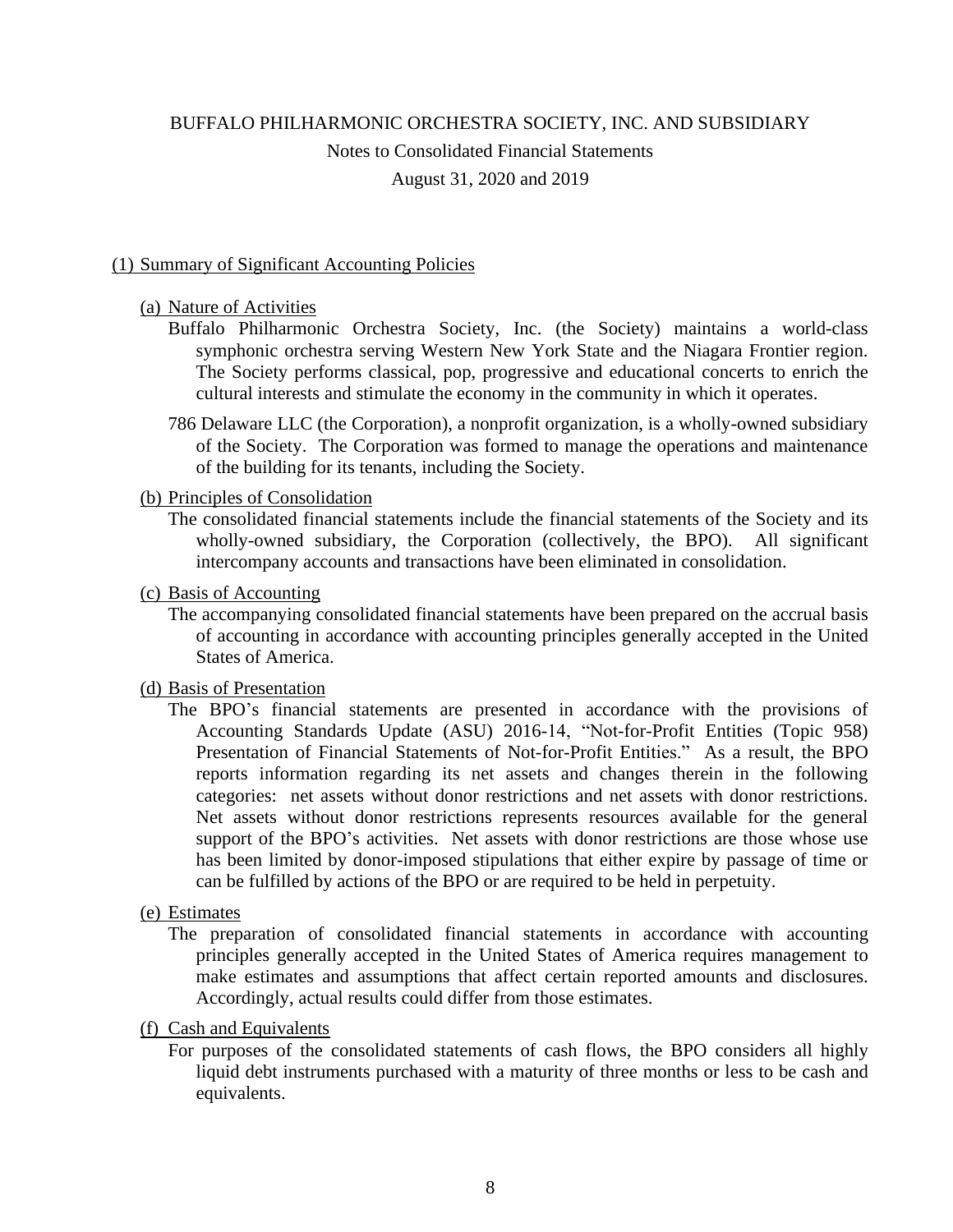BUFFALO PHILHARMONIC ORCHESTRA SOCIETY, INC. AND SUBSIDIARY

Notes to Consolidated Financial Statements

August 31, 2020 and 2019

## (1) Summary of Significant Accounting Policies

### (a) Nature of Activities

Buffalo Philharmonic Orchestra Society, Inc. (the Society) maintains a world-class symphonic orchestra serving Western New York State and the Niagara Frontier region. The Society performs classical, pop, progressive and educational concerts to enrich the cultural interests and stimulate the economy in the community in which it operates.

786 Delaware LLC (the Corporation), a nonprofit organization, is a wholly-owned subsidiary of the Society. The Corporation was formed to manage the operations and maintenance of the building for its tenants, including the Society.

### (b) Principles of Consolidation

The consolidated financial statements include the financial statements of the Society and its wholly-owned subsidiary, the Corporation (collectively, the BPO). All significant intercompany accounts and transactions have been eliminated in consolidation.

### (c) Basis of Accounting

The accompanying consolidated financial statements have been prepared on the accrual basis of accounting in accordance with accounting principles generally accepted in the United States of America.

### (d) Basis of Presentation

The BPO's financial statements are presented in accordance with the provisions of Accounting Standards Update (ASU) 2016-14, "Not-for-Profit Entities (Topic 958) Presentation of Financial Statements of Not-for-Profit Entities." As a result, the BPO reports information regarding its net assets and changes therein in the following categories: net assets without donor restrictions and net assets with donor restrictions. Net assets without donor restrictions represents resources available for the general support of the BPO's activities. Net assets with donor restrictions are those whose use has been limited by donor-imposed stipulations that either expire by passage of time or can be fulfilled by actions of the BPO or are required to be held in perpetuity.

### (e) Estimates

The preparation of consolidated financial statements in accordance with accounting principles generally accepted in the United States of America requires management to make estimates and assumptions that affect certain reported amounts and disclosures. Accordingly, actual results could differ from those estimates.

### (f) Cash and Equivalents

For purposes of the consolidated statements of cash flows, the BPO considers all highly liquid debt instruments purchased with a maturity of three months or less to be cash and equivalents.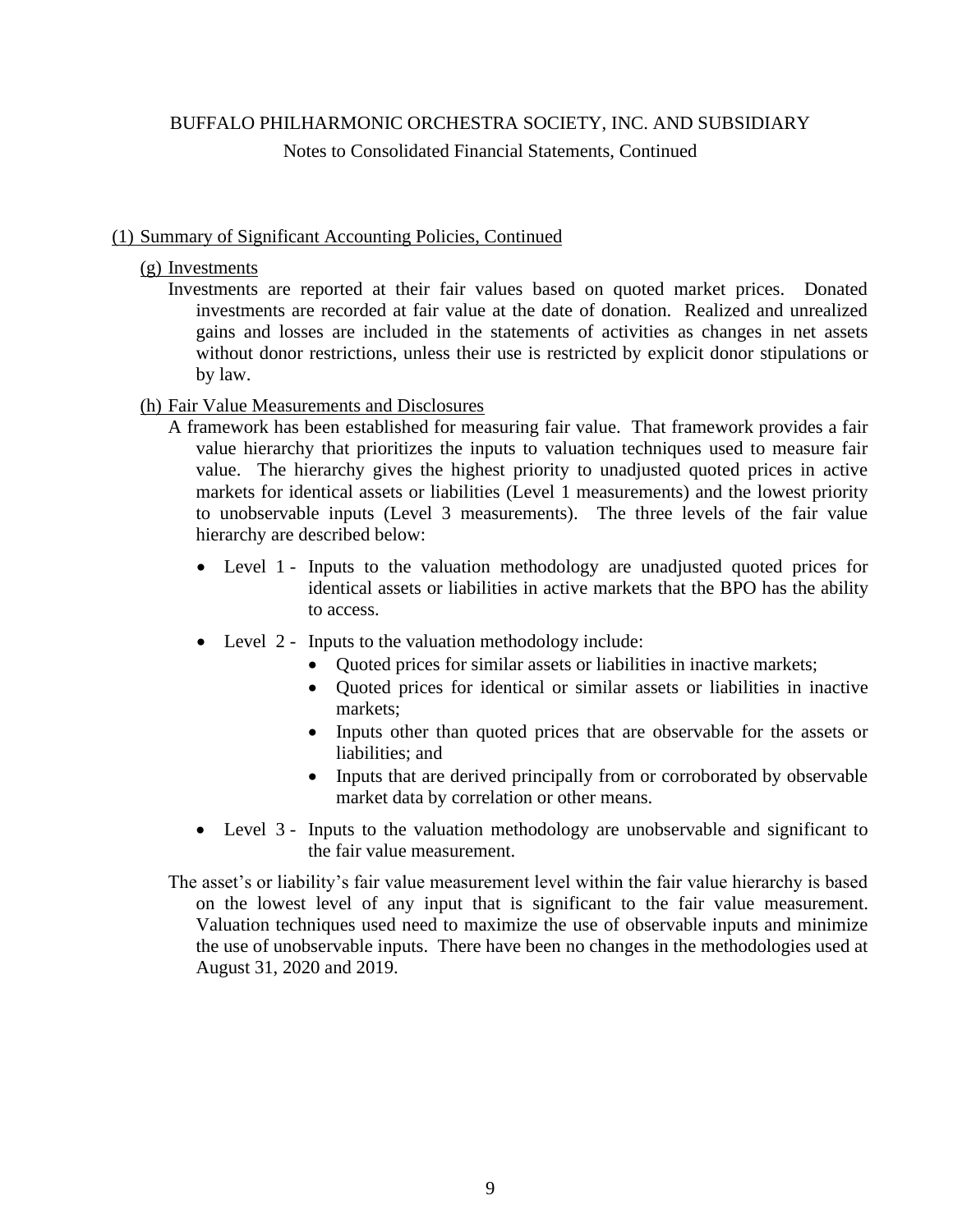## (1) Summary of Significant Accounting Policies, Continued

### (g) Investments

Investments are reported at their fair values based on quoted market prices. Donated investments are recorded at fair value at the date of donation. Realized and unrealized gains and losses are included in the statements of activities as changes in net assets without donor restrictions, unless their use is restricted by explicit donor stipulations or by law.

### (h) Fair Value Measurements and Disclosures

A framework has been established for measuring fair value. That framework provides a fair value hierarchy that prioritizes the inputs to valuation techniques used to measure fair value. The hierarchy gives the highest priority to unadjusted quoted prices in active markets for identical assets or liabilities (Level 1 measurements) and the lowest priority to unobservable inputs (Level 3 measurements). The three levels of the fair value hierarchy are described below:

- Level 1 - Inputs to the valuation methodology are unadjusted quoted prices for identical assets or liabilities in active markets that the BPO has the ability to access.
- Level 2 - Inputs to the valuation methodology include:
  - Quoted prices for similar assets or liabilities in inactive markets;
  - Quoted prices for identical or similar assets or liabilities in inactive markets;
  - Inputs other than quoted prices that are observable for the assets or liabilities; and
  - Inputs that are derived principally from or corroborated by observable market data by correlation or other means.
- Level 3 - Inputs to the valuation methodology are unobservable and significant to the fair value measurement.

The asset's or liability's fair value measurement level within the fair value hierarchy is based on the lowest level of any input that is significant to the fair value measurement. Valuation techniques used need to maximize the use of observable inputs and minimize the use of unobservable inputs. There have been no changes in the methodologies used at August 31, 2020 and 2019.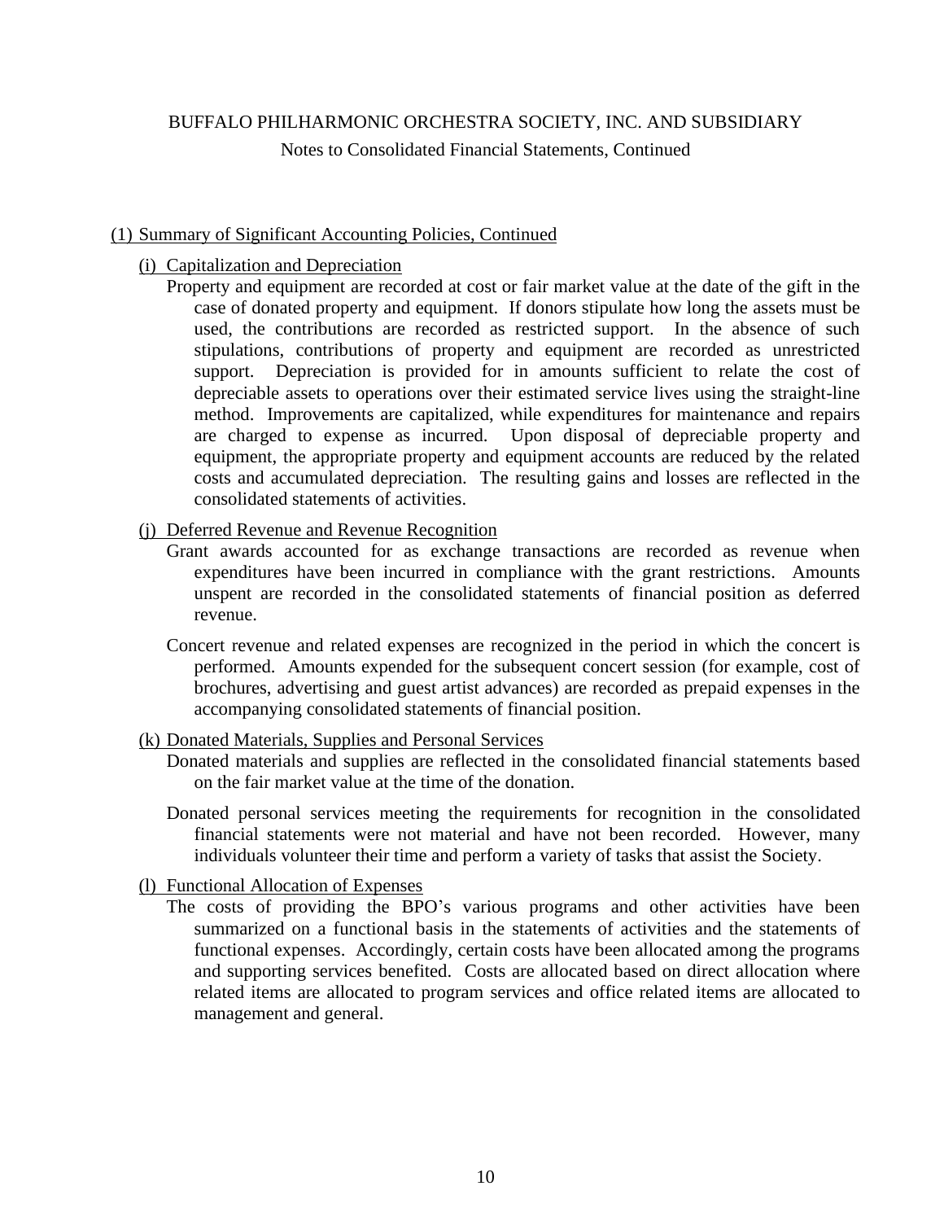## (1) Summary of Significant Accounting Policies, Continued

### (i) Capitalization and Depreciation

Property and equipment are recorded at cost or fair market value at the date of the gift in the case of donated property and equipment. If donors stipulate how long the assets must be used, the contributions are recorded as restricted support. In the absence of such stipulations, contributions of property and equipment are recorded as unrestricted support. Depreciation is provided for in amounts sufficient to relate the cost of depreciable assets to operations over their estimated service lives using the straight-line method. Improvements are capitalized, while expenditures for maintenance and repairs are charged to expense as incurred. Upon disposal of depreciable property and equipment, the appropriate property and equipment accounts are reduced by the related costs and accumulated depreciation. The resulting gains and losses are reflected in the consolidated statements of activities.

### (j) Deferred Revenue and Revenue Recognition

Grant awards accounted for as exchange transactions are recorded as revenue when expenditures have been incurred in compliance with the grant restrictions. Amounts unspent are recorded in the consolidated statements of financial position as deferred revenue.

Concert revenue and related expenses are recognized in the period in which the concert is performed. Amounts expended for the subsequent concert session (for example, cost of brochures, advertising and guest artist advances) are recorded as prepaid expenses in the accompanying consolidated statements of financial position.

### (k) Donated Materials, Supplies and Personal Services

Donated materials and supplies are reflected in the consolidated financial statements based on the fair market value at the time of the donation.

Donated personal services meeting the requirements for recognition in the consolidated financial statements were not material and have not been recorded. However, many individuals volunteer their time and perform a variety of tasks that assist the Society.

### (l) Functional Allocation of Expenses

The costs of providing the BPO's various programs and other activities have been summarized on a functional basis in the statements of activities and the statements of functional expenses. Accordingly, certain costs have been allocated among the programs and supporting services benefited. Costs are allocated based on direct allocation where related items are allocated to program services and office related items are allocated to management and general.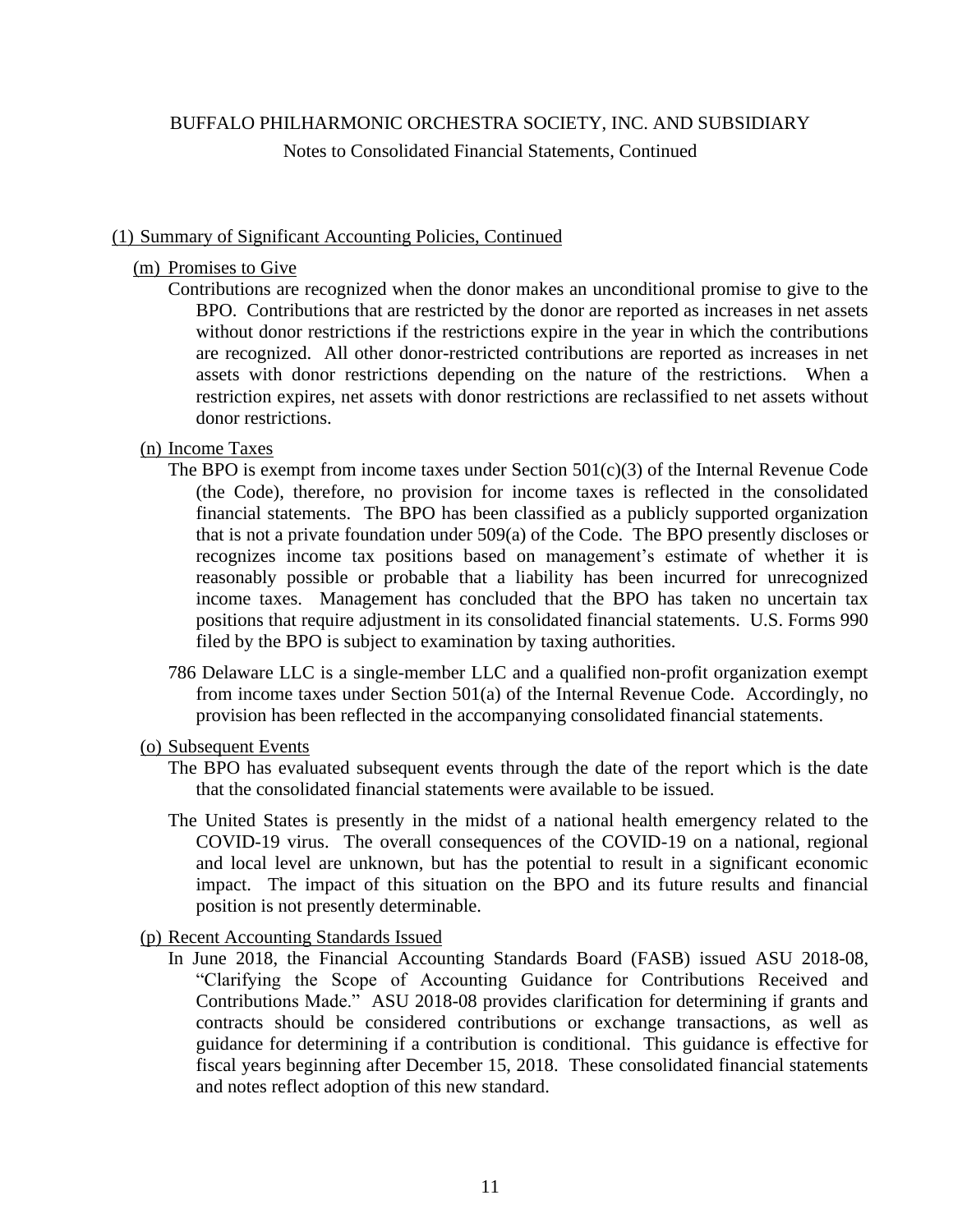BUFFALO PHILHARMONIC ORCHESTRA SOCIETY, INC. AND SUBSIDIARY

Notes to Consolidated Financial Statements, Continued

## (1) Summary of Significant Accounting Policies, Continued

### (m) Promises to Give

Contributions are recognized when the donor makes an unconditional promise to give to the BPO. Contributions that are restricted by the donor are reported as increases in net assets without donor restrictions if the restrictions expire in the year in which the contributions are recognized. All other donor-restricted contributions are reported as increases in net assets with donor restrictions depending on the nature of the restrictions. When a restriction expires, net assets with donor restrictions are reclassified to net assets without donor restrictions.

### (n) Income Taxes

The BPO is exempt from income taxes under Section 501(c)(3) of the Internal Revenue Code (the Code), therefore, no provision for income taxes is reflected in the consolidated financial statements. The BPO has been classified as a publicly supported organization that is not a private foundation under 509(a) of the Code. The BPO presently discloses or recognizes income tax positions based on management's estimate of whether it is reasonably possible or probable that a liability has been incurred for unrecognized income taxes. Management has concluded that the BPO has taken no uncertain tax positions that require adjustment in its consolidated financial statements. U.S. Forms 990 filed by the BPO is subject to examination by taxing authorities.

786 Delaware LLC is a single-member LLC and a qualified non-profit organization exempt from income taxes under Section 501(a) of the Internal Revenue Code. Accordingly, no provision has been reflected in the accompanying consolidated financial statements.

### (o) Subsequent Events

The BPO has evaluated subsequent events through the date of the report which is the date that the consolidated financial statements were available to be issued.

The United States is presently in the midst of a national health emergency related to the COVID-19 virus. The overall consequences of the COVID-19 on a national, regional and local level are unknown, but has the potential to result in a significant economic impact. The impact of this situation on the BPO and its future results and financial position is not presently determinable.

### (p) Recent Accounting Standards Issued

In June 2018, the Financial Accounting Standards Board (FASB) issued ASU 2018-08, "Clarifying the Scope of Accounting Guidance for Contributions Received and Contributions Made." ASU 2018-08 provides clarification for determining if grants and contracts should be considered contributions or exchange transactions, as well as guidance for determining if a contribution is conditional. This guidance is effective for fiscal years beginning after December 15, 2018. These consolidated financial statements and notes reflect adoption of this new standard.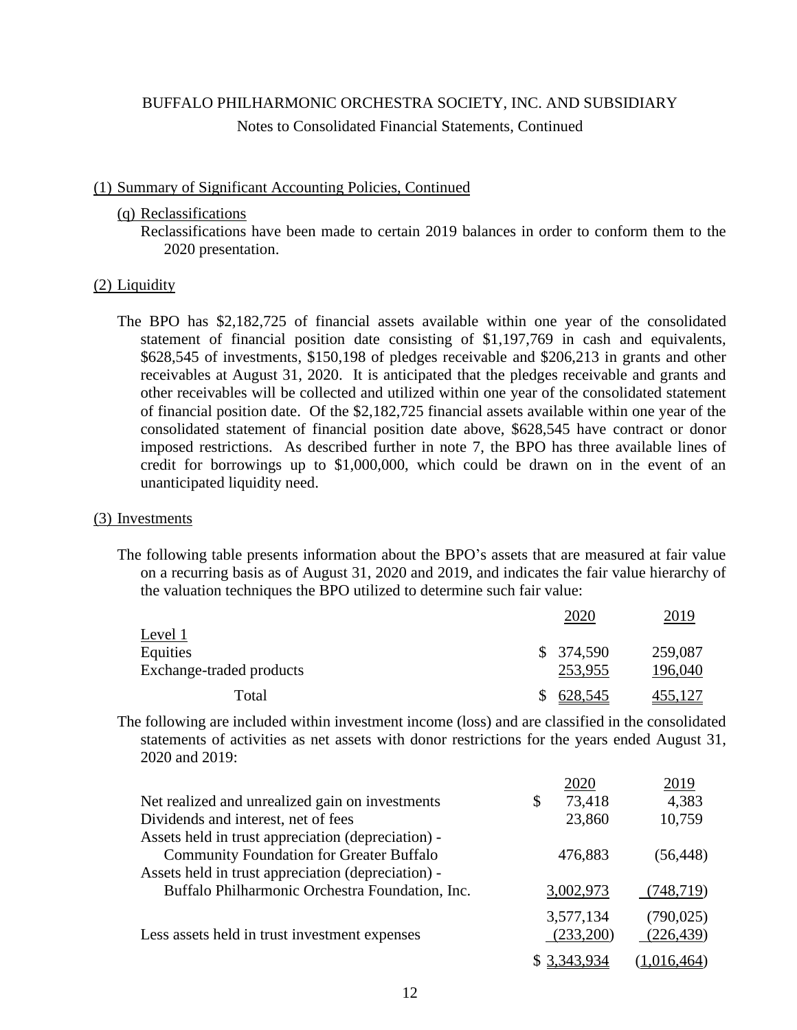BUFFALO PHILHARMONIC ORCHESTRA SOCIETY, INC. AND SUBSIDIARY

Notes to Consolidated Financial Statements, Continued

## (1) Summary of Significant Accounting Policies, Continued

### (q) Reclassifications

Reclassifications have been made to certain 2019 balances in order to conform them to the 2020 presentation.

## (2) Liquidity

The BPO has $2,182,725 of financial assets available within one year of the consolidated statement of financial position date consisting of $1,197,769 in cash and equivalents, $628,545 of investments, $150,198 of pledges receivable and $206,213 in grants and other receivables at August 31, 2020. It is anticipated that the pledges receivable and grants and other receivables will be collected and utilized within one year of the consolidated statement of financial position date. Of the $2,182,725 financial assets available within one year of the consolidated statement of financial position date above, $628,545 have contract or donor imposed restrictions. As described further in note 7, the BPO has three available lines of credit for borrowings up to $1,000,000, which could be drawn on in the event of an unanticipated liquidity need.

## (3) Investments

The following table presents information about the BPO's assets that are measured at fair value on a recurring basis as of August 31, 2020 and 2019, and indicates the fair value hierarchy of the valuation techniques the BPO utilized to determine such fair value:

| | 2020 | 2019 |
|---|---|---|
| Level 1 | | |
| Equities | $ 374,590 | 259,087 |
| Exchange-traded products | 253,955 | 196,040 |
| Total | $ 628,545 | 455,127 |

The following are included within investment income (loss) and are classified in the consolidated statements of activities as net assets with donor restrictions for the years ended August 31, 2020 and 2019:

| | 2020 | 2019 |
|---|---|---|
| Net realized and unrealized gain on investments | $ 73,418 | 4,383 |
| Dividends and interest, net of fees | 23,860 | 10,759 |
| Assets held in trust appreciation (depreciation) - Community Foundation for Greater Buffalo | 476,883 | (56,448) |
| Assets held in trust appreciation (depreciation) - Buffalo Philharmonic Orchestra Foundation, Inc. | 3,002,973 | (748,719) |
| | 3,577,134 | (790,025) |
| Less assets held in trust investment expenses | (233,200) | (226,439) |
| | $ 3,343,934 | (1,016,464) |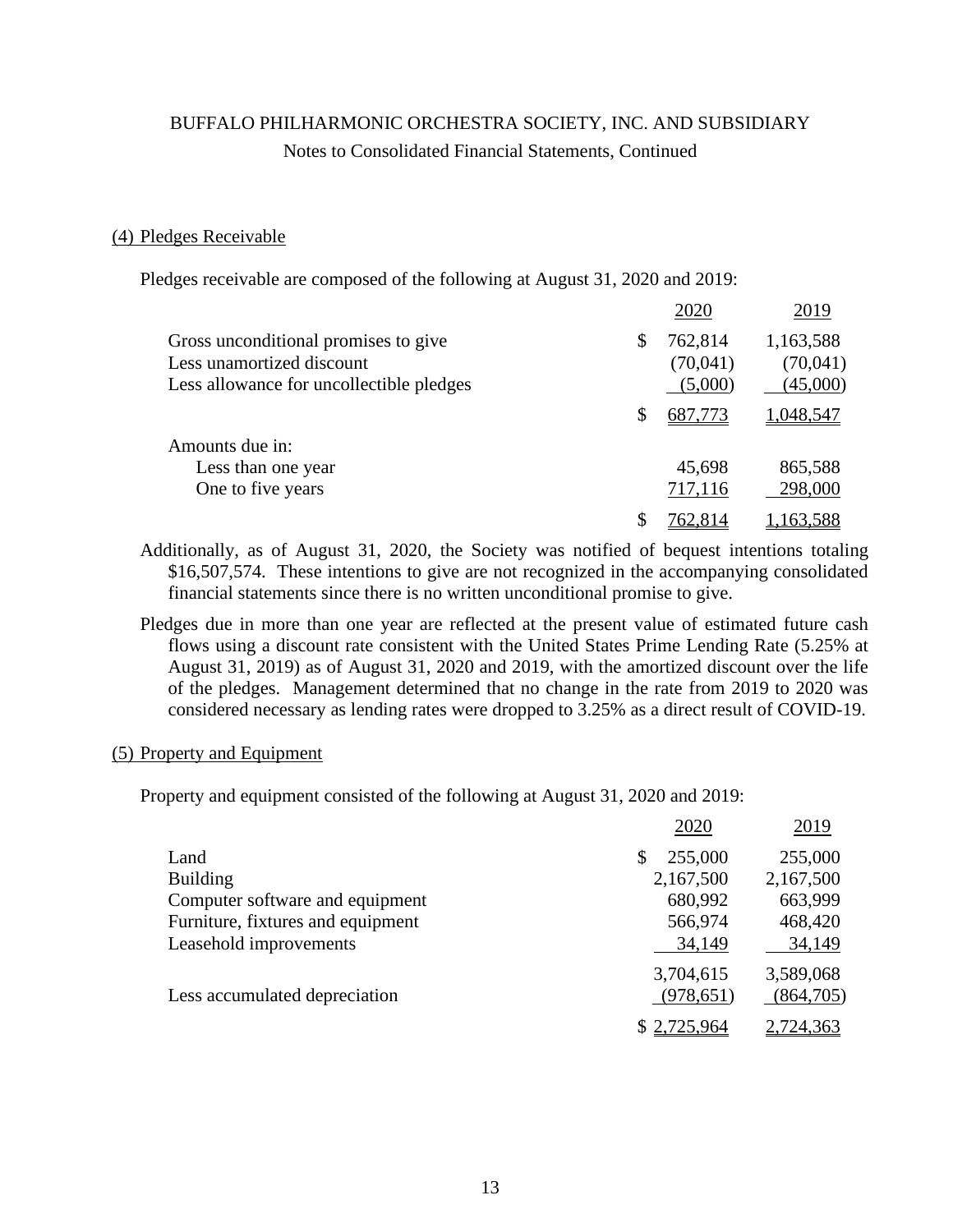BUFFALO PHILHARMONIC ORCHESTRA SOCIETY, INC. AND SUBSIDIARY

Notes to Consolidated Financial Statements, Continued

## (4) Pledges Receivable

Pledges receivable are composed of the following at August 31, 2020 and 2019:

| | 2020 | 2019 |
|---|---|---|
| Gross unconditional promises to give | $ 762,814 | 1,163,588 |
| Less unamortized discount | (70,041) | (70,041) |
| Less allowance for uncollectible pledges | (5,000) | (45,000) |
| | $ 687,773 | 1,048,547 |
| Amounts due in: | | |
| Less than one year | 45,698 | 865,588 |
| One to five years | 717,116 | 298,000 |
| | $ 762,814 | 1,163,588 |

Additionally, as of August 31, 2020, the Society was notified of bequest intentions totaling $16,507,574. These intentions to give are not recognized in the accompanying consolidated financial statements since there is no written unconditional promise to give.

Pledges due in more than one year are reflected at the present value of estimated future cash flows using a discount rate consistent with the United States Prime Lending Rate (5.25% at August 31, 2019) as of August 31, 2020 and 2019, with the amortized discount over the life of the pledges. Management determined that no change in the rate from 2019 to 2020 was considered necessary as lending rates were dropped to 3.25% as a direct result of COVID-19.

## (5) Property and Equipment

Property and equipment consisted of the following at August 31, 2020 and 2019:

| | 2020 | 2019 |
|---|---|---|
| Land | $ 255,000 | 255,000 |
| Building | 2,167,500 | 2,167,500 |
| Computer software and equipment | 680,992 | 663,999 |
| Furniture, fixtures and equipment | 566,974 | 468,420 |
| Leasehold improvements | 34,149 | 34,149 |
| | 3,704,615 | 3,589,068 |
| Less accumulated depreciation | (978,651) | (864,705) |
| | $ 2,725,964 | 2,724,363 |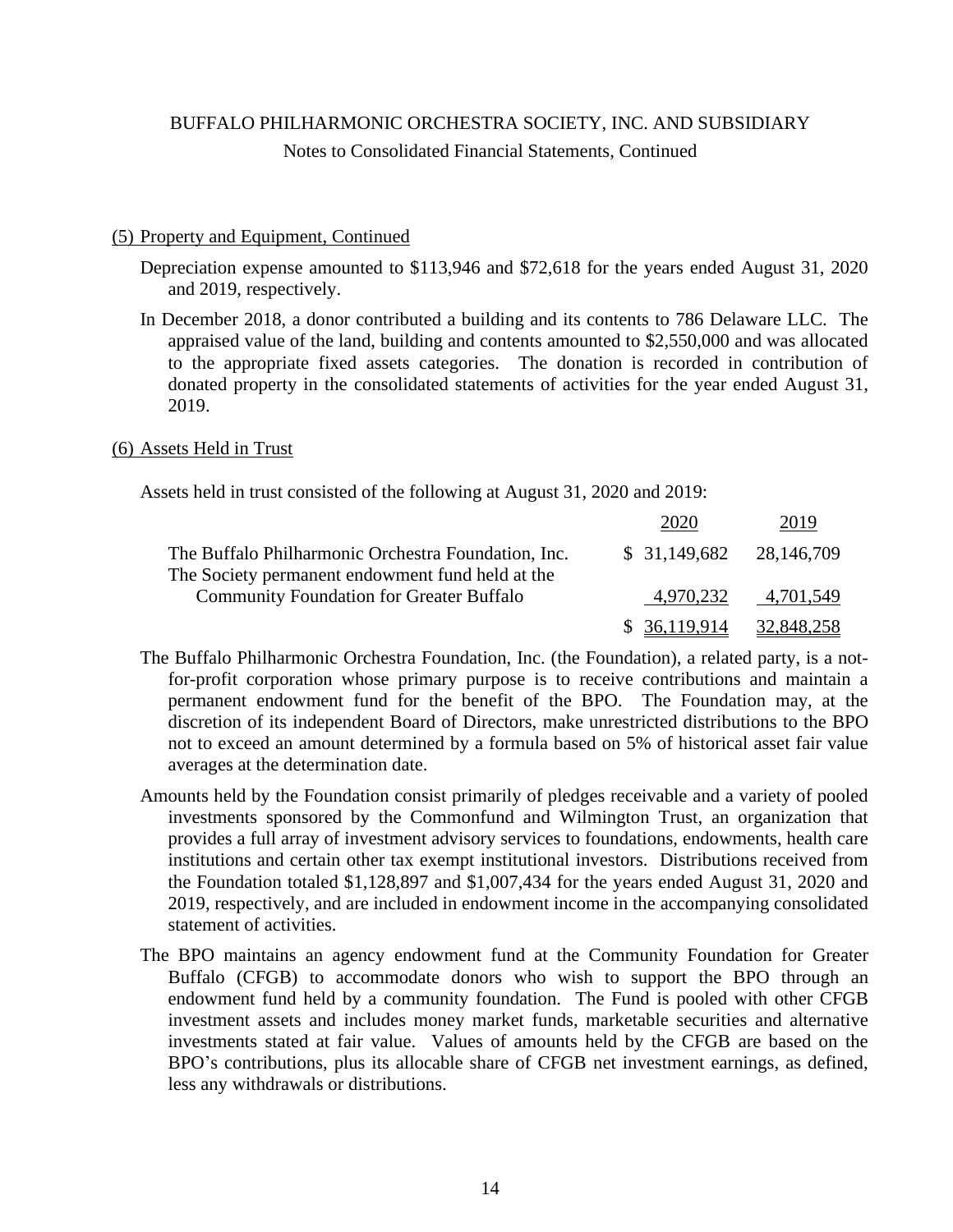BUFFALO PHILHARMONIC ORCHESTRA SOCIETY, INC. AND SUBSIDIARY

Notes to Consolidated Financial Statements, Continued

## (5) Property and Equipment, Continued

Depreciation expense amounted to $113,946 and $72,618 for the years ended August 31, 2020 and 2019, respectively.

In December 2018, a donor contributed a building and its contents to 786 Delaware LLC. The appraised value of the land, building and contents amounted to $2,550,000 and was allocated to the appropriate fixed assets categories. The donation is recorded in contribution of donated property in the consolidated statements of activities for the year ended August 31, 2019.

## (6) Assets Held in Trust

Assets held in trust consisted of the following at August 31, 2020 and 2019:

| | 2020 | 2019 |
|---|---|---|
| The Buffalo Philharmonic Orchestra Foundation, Inc. | $ 31,149,682 | 28,146,709 |
| The Society permanent endowment fund held at the Community Foundation for Greater Buffalo | 4,970,232 | 4,701,549 |
| | $ 36,119,914 | 32,848,258 |

The Buffalo Philharmonic Orchestra Foundation, Inc. (the Foundation), a related party, is a not-for-profit corporation whose primary purpose is to receive contributions and maintain a permanent endowment fund for the benefit of the BPO. The Foundation may, at the discretion of its independent Board of Directors, make unrestricted distributions to the BPO not to exceed an amount determined by a formula based on 5% of historical asset fair value averages at the determination date.

Amounts held by the Foundation consist primarily of pledges receivable and a variety of pooled investments sponsored by the Commonfund and Wilmington Trust, an organization that provides a full array of investment advisory services to foundations, endowments, health care institutions and certain other tax exempt institutional investors. Distributions received from the Foundation totaled $1,128,897 and $1,007,434 for the years ended August 31, 2020 and 2019, respectively, and are included in endowment income in the accompanying consolidated statement of activities.

The BPO maintains an agency endowment fund at the Community Foundation for Greater Buffalo (CFGB) to accommodate donors who wish to support the BPO through an endowment fund held by a community foundation. The Fund is pooled with other CFGB investment assets and includes money market funds, marketable securities and alternative investments stated at fair value. Values of amounts held by the CFGB are based on the BPO's contributions, plus its allocable share of CFGB net investment earnings, as defined, less any withdrawals or distributions.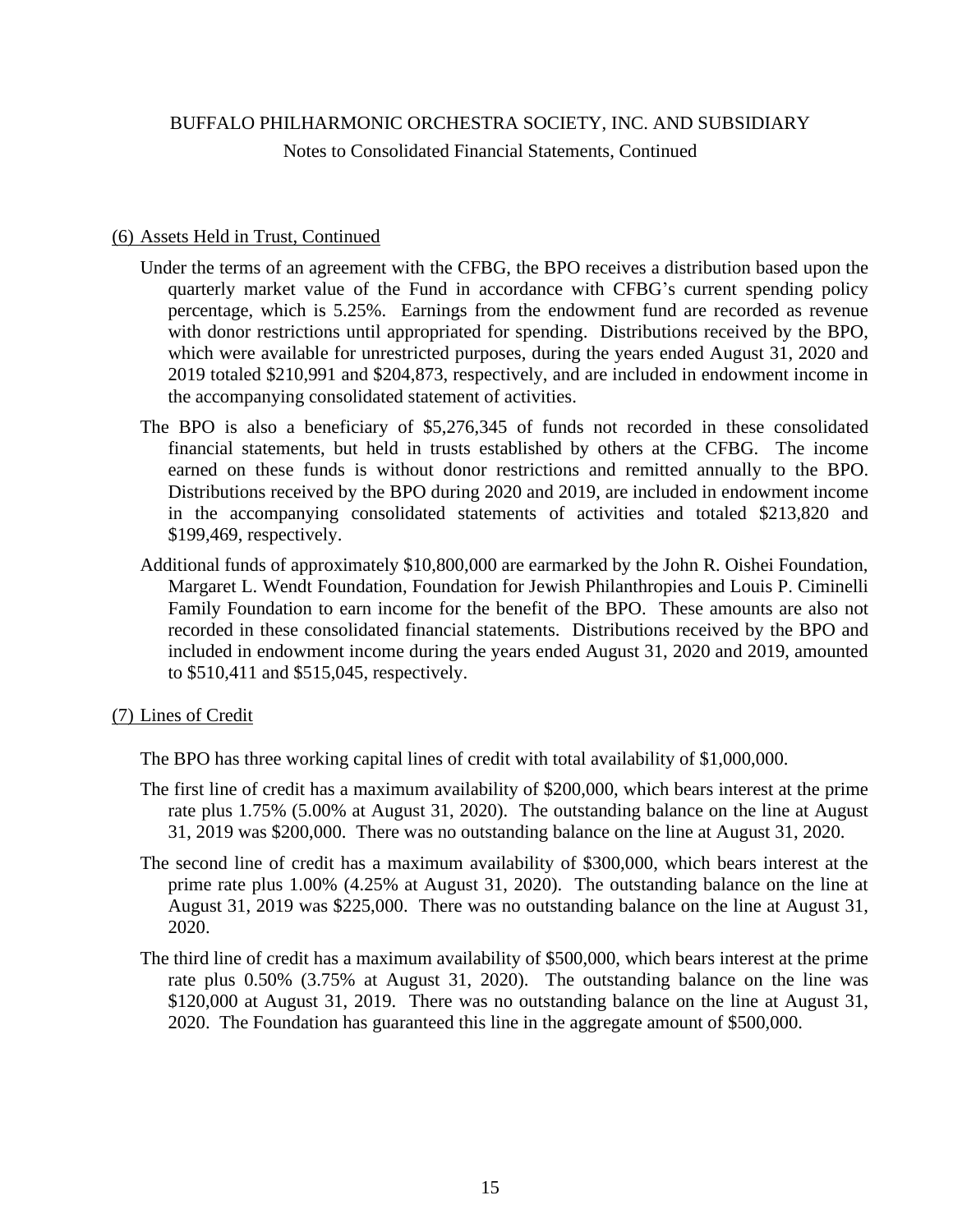## (6) Assets Held in Trust, Continued

Under the terms of an agreement with the CFBG, the BPO receives a distribution based upon the quarterly market value of the Fund in accordance with CFBG's current spending policy percentage, which is 5.25%. Earnings from the endowment fund are recorded as revenue with donor restrictions until appropriated for spending. Distributions received by the BPO, which were available for unrestricted purposes, during the years ended August 31, 2020 and 2019 totaled $210,991 and $204,873, respectively, and are included in endowment income in the accompanying consolidated statement of activities.

The BPO is also a beneficiary of $5,276,345 of funds not recorded in these consolidated financial statements, but held in trusts established by others at the CFBG. The income earned on these funds is without donor restrictions and remitted annually to the BPO. Distributions received by the BPO during 2020 and 2019, are included in endowment income in the accompanying consolidated statements of activities and totaled $213,820 and $199,469, respectively.

Additional funds of approximately $10,800,000 are earmarked by the John R. Oishei Foundation, Margaret L. Wendt Foundation, Foundation for Jewish Philanthropies and Louis P. Ciminelli Family Foundation to earn income for the benefit of the BPO. These amounts are also not recorded in these consolidated financial statements. Distributions received by the BPO and included in endowment income during the years ended August 31, 2020 and 2019, amounted to $510,411 and $515,045, respectively.

## (7) Lines of Credit

The BPO has three working capital lines of credit with total availability of $1,000,000.

The first line of credit has a maximum availability of $200,000, which bears interest at the prime rate plus 1.75% (5.00% at August 31, 2020). The outstanding balance on the line at August 31, 2019 was $200,000. There was no outstanding balance on the line at August 31, 2020.

The second line of credit has a maximum availability of $300,000, which bears interest at the prime rate plus 1.00% (4.25% at August 31, 2020). The outstanding balance on the line at August 31, 2019 was $225,000. There was no outstanding balance on the line at August 31, 2020.

The third line of credit has a maximum availability of $500,000, which bears interest at the prime rate plus 0.50% (3.75% at August 31, 2020). The outstanding balance on the line was $120,000 at August 31, 2019. There was no outstanding balance on the line at August 31, 2020. The Foundation has guaranteed this line in the aggregate amount of $500,000.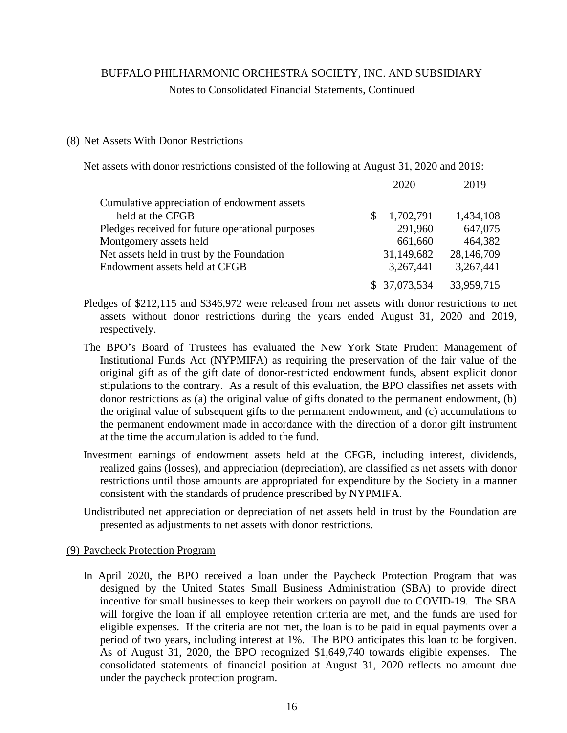BUFFALO PHILHARMONIC ORCHESTRA SOCIETY, INC. AND SUBSIDIARY

Notes to Consolidated Financial Statements, Continued

## (8) Net Assets With Donor Restrictions

Net assets with donor restrictions consisted of the following at August 31, 2020 and 2019:

| | 2020 | 2019 |
|---|---|---|
| Cumulative appreciation of endowment assets held at the CFGB | $ 1,702,791 | 1,434,108 |
| Pledges received for future operational purposes | 291,960 | 647,075 |
| Montgomery assets held | 661,660 | 464,382 |
| Net assets held in trust by the Foundation | 31,149,682 | 28,146,709 |
| Endowment assets held at CFGB | 3,267,441 | 3,267,441 |
| | $ 37,073,534 | 33,959,715 |

Pledges of $212,115 and $346,972 were released from net assets with donor restrictions to net assets without donor restrictions during the years ended August 31, 2020 and 2019, respectively.

The BPO's Board of Trustees has evaluated the New York State Prudent Management of Institutional Funds Act (NYPMIFA) as requiring the preservation of the fair value of the original gift as of the gift date of donor-restricted endowment funds, absent explicit donor stipulations to the contrary. As a result of this evaluation, the BPO classifies net assets with donor restrictions as (a) the original value of gifts donated to the permanent endowment, (b) the original value of subsequent gifts to the permanent endowment, and (c) accumulations to the permanent endowment made in accordance with the direction of a donor gift instrument at the time the accumulation is added to the fund.

Investment earnings of endowment assets held at the CFGB, including interest, dividends, realized gains (losses), and appreciation (depreciation), are classified as net assets with donor restrictions until those amounts are appropriated for expenditure by the Society in a manner consistent with the standards of prudence prescribed by NYPMIFA.

Undistributed net appreciation or depreciation of net assets held in trust by the Foundation are presented as adjustments to net assets with donor restrictions.

## (9) Paycheck Protection Program

In April 2020, the BPO received a loan under the Paycheck Protection Program that was designed by the United States Small Business Administration (SBA) to provide direct incentive for small businesses to keep their workers on payroll due to COVID-19. The SBA will forgive the loan if all employee retention criteria are met, and the funds are used for eligible expenses. If the criteria are not met, the loan is to be paid in equal payments over a period of two years, including interest at 1%. The BPO anticipates this loan to be forgiven. As of August 31, 2020, the BPO recognized $1,649,740 towards eligible expenses. The consolidated statements of financial position at August 31, 2020 reflects no amount due under the paycheck protection program.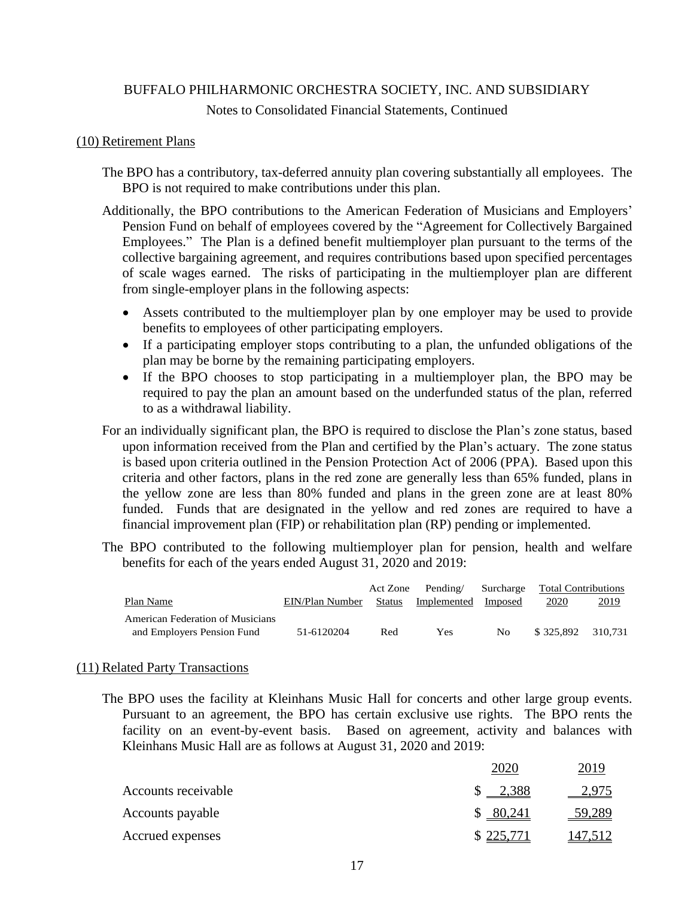BUFFALO PHILHARMONIC ORCHESTRA SOCIETY, INC. AND SUBSIDIARY

Notes to Consolidated Financial Statements, Continued

## (10) Retirement Plans

The BPO has a contributory, tax-deferred annuity plan covering substantially all employees. The BPO is not required to make contributions under this plan.

Additionally, the BPO contributions to the American Federation of Musicians and Employers' Pension Fund on behalf of employees covered by the "Agreement for Collectively Bargained Employees." The Plan is a defined benefit multiemployer plan pursuant to the terms of the collective bargaining agreement, and requires contributions based upon specified percentages of scale wages earned. The risks of participating in the multiemployer plan are different from single-employer plans in the following aspects:

- Assets contributed to the multiemployer plan by one employer may be used to provide benefits to employees of other participating employers.
- If a participating employer stops contributing to a plan, the unfunded obligations of the plan may be borne by the remaining participating employers.
- If the BPO chooses to stop participating in a multiemployer plan, the BPO may be required to pay the plan an amount based on the underfunded status of the plan, referred to as a withdrawal liability.

For an individually significant plan, the BPO is required to disclose the Plan's zone status, based upon information received from the Plan and certified by the Plan's actuary. The zone status is based upon criteria outlined in the Pension Protection Act of 2006 (PPA). Based upon this criteria and other factors, plans in the red zone are generally less than 65% funded, plans in the yellow zone are less than 80% funded and plans in the green zone are at least 80% funded. Funds that are designated in the yellow and red zones are required to have a financial improvement plan (FIP) or rehabilitation plan (RP) pending or implemented.

The BPO contributed to the following multiemployer plan for pension, health and welfare benefits for each of the years ended August 31, 2020 and 2019:

| Plan Name | EIN/Plan Number | Act Zone Status | Pending/ Implemented | Surcharge Imposed | Total Contributions 2020 | 2019 |
|---|---|---|---|---|---|---|
| American Federation of Musicians and Employers Pension Fund | 51-6120204 | Red | Yes | No | $ 325,892 | 310,731 |

## (11) Related Party Transactions

The BPO uses the facility at Kleinhans Music Hall for concerts and other large group events. Pursuant to an agreement, the BPO has certain exclusive use rights. The BPO rents the facility on an event-by-event basis. Based on agreement, activity and balances with Kleinhans Music Hall are as follows at August 31, 2020 and 2019:

| | 2020 | 2019 |
|---|---|---|
| Accounts receivable | $ 2,388 | 2,975 |
| Accounts payable | $ 80,241 | 59,289 |
| Accrued expenses | $ 225,771 | 147,512 |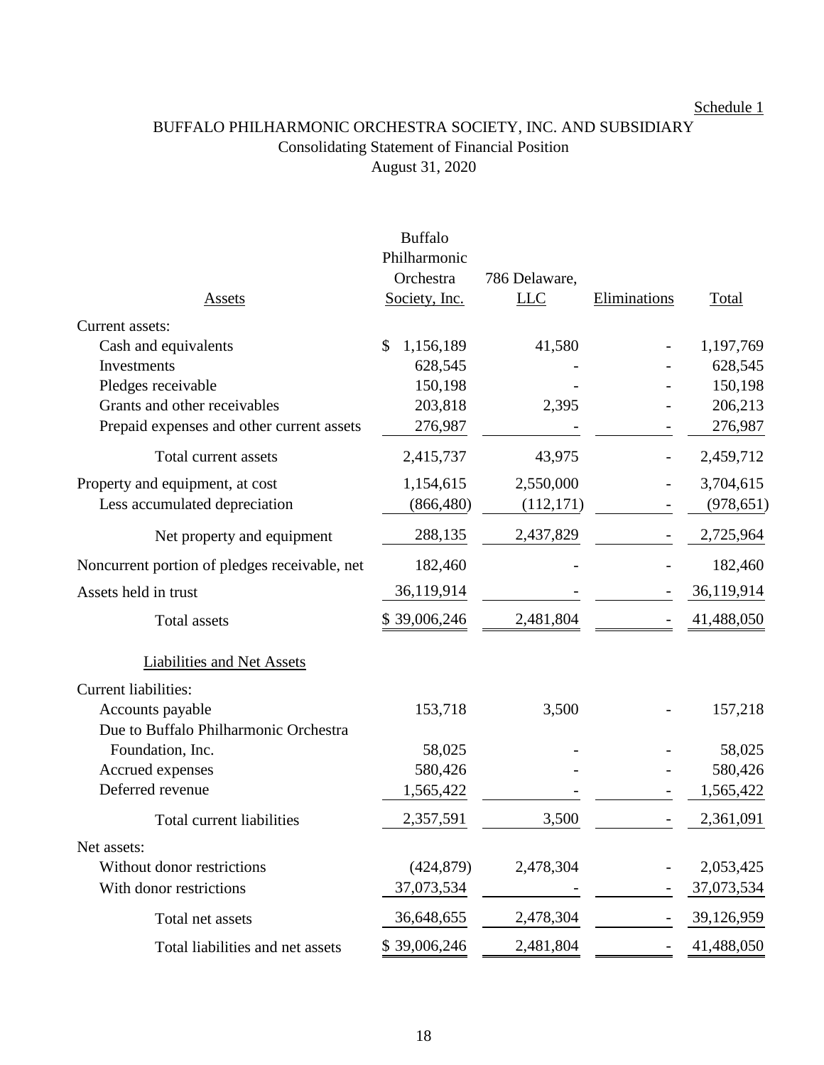Schedule 1

# BUFFALO PHILHARMONIC ORCHESTRA SOCIETY, INC. AND SUBSIDIARY

## Consolidating Statement of Financial Position

### August 31, 2020

| Assets | Buffalo Philharmonic Orchestra Society, Inc. | 786 Delaware, LLC | Eliminations | Total |
|---|---|---|---|---|
| Current assets: | | | | |
| Cash and equivalents | $ 1,156,189 | 41,580 | - | 1,197,769 |
| Investments | 628,545 | - | - | 628,545 |
| Pledges receivable | 150,198 | - | - | 150,198 |
| Grants and other receivables | 203,818 | 2,395 | - | 206,213 |
| Prepaid expenses and other current assets | 276,987 | - | - | 276,987 |
| Total current assets | 2,415,737 | 43,975 | - | 2,459,712 |
| Property and equipment, at cost | 1,154,615 | 2,550,000 | - | 3,704,615 |
| Less accumulated depreciation | (866,480) | (112,171) | - | (978,651) |
| Net property and equipment | 288,135 | 2,437,829 | - | 2,725,964 |
| Noncurrent portion of pledges receivable, net | 182,460 | - | - | 182,460 |
| Assets held in trust | 36,119,914 | - | - | 36,119,914 |
| Total assets | $ 39,006,246 | 2,481,804 | - | 41,488,050 |
| **Liabilities and Net Assets** | | | | |
| Current liabilities: | | | | |
| Accounts payable | 153,718 | 3,500 | - | 157,218 |
| Due to Buffalo Philharmonic Orchestra Foundation, Inc. | 58,025 | - | - | 58,025 |
| Accrued expenses | 580,426 | - | - | 580,426 |
| Deferred revenue | 1,565,422 | - | - | 1,565,422 |
| Total current liabilities | 2,357,591 | 3,500 | - | 2,361,091 |
| Net assets: | | | | |
| Without donor restrictions | (424,879) | 2,478,304 | - | 2,053,425 |
| With donor restrictions | 37,073,534 | - | - | 37,073,534 |
| Total net assets | 36,648,655 | 2,478,304 | - | 39,126,959 |
| Total liabilities and net assets | $ 39,006,246 | 2,481,804 | - | 41,488,050 |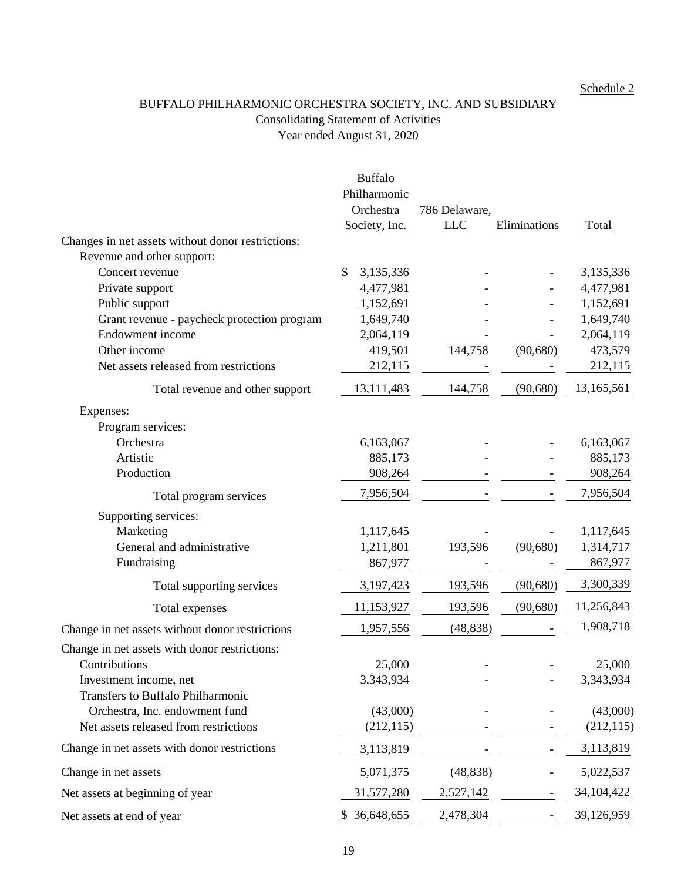Schedule 2

# BUFFALO PHILHARMONIC ORCHESTRA SOCIETY, INC. AND SUBSIDIARY
## Consolidating Statement of Activities
### Year ended August 31, 2020

| | Buffalo Philharmonic Orchestra Society, Inc. | 786 Delaware, LLC | Eliminations | Total |
|---|---|---|---|---|
| Changes in net assets without donor restrictions: | | | | |
| Revenue and other support: | | | | |
| Concert revenue | $ 3,135,336 | - | - | 3,135,336 |
| Private support | 4,477,981 | - | - | 4,477,981 |
| Public support | 1,152,691 | - | - | 1,152,691 |
| Grant revenue - paycheck protection program | 1,649,740 | - | - | 1,649,740 |
| Endowment income | 2,064,119 | - | - | 2,064,119 |
| Other income | 419,501 | 144,758 | (90,680) | 473,579 |
| Net assets released from restrictions | 212,115 | - | - | 212,115 |
| Total revenue and other support | 13,111,483 | 144,758 | (90,680) | 13,165,561 |
| Expenses: | | | | |
| Program services: | | | | |
| Orchestra | 6,163,067 | - | - | 6,163,067 |
| Artistic | 885,173 | - | - | 885,173 |
| Production | 908,264 | - | - | 908,264 |
| Total program services | 7,956,504 | - | - | 7,956,504 |
| Supporting services: | | | | |
| Marketing | 1,117,645 | - | - | 1,117,645 |
| General and administrative | 1,211,801 | 193,596 | (90,680) | 1,314,717 |
| Fundraising | 867,977 | - | - | 867,977 |
| Total supporting services | 3,197,423 | 193,596 | (90,680) | 3,300,339 |
| Total expenses | 11,153,927 | 193,596 | (90,680) | 11,256,843 |
| Change in net assets without donor restrictions | 1,957,556 | (48,838) | - | 1,908,718 |
| Change in net assets with donor restrictions: | | | | |
| Contributions | 25,000 | - | - | 25,000 |
| Investment income, net | 3,343,934 | - | - | 3,343,934 |
| Transfers to Buffalo Philharmonic Orchestra, Inc. endowment fund | (43,000) | - | - | (43,000) |
| Net assets released from restrictions | (212,115) | - | - | (212,115) |
| Change in net assets with donor restrictions | 3,113,819 | - | - | 3,113,819 |
| Change in net assets | 5,071,375 | (48,838) | - | 5,022,537 |
| Net assets at beginning of year | 31,577,280 | 2,527,142 | - | 34,104,422 |
| Net assets at end of year | $ 36,648,655 | 2,478,304 | - | 39,126,959 |